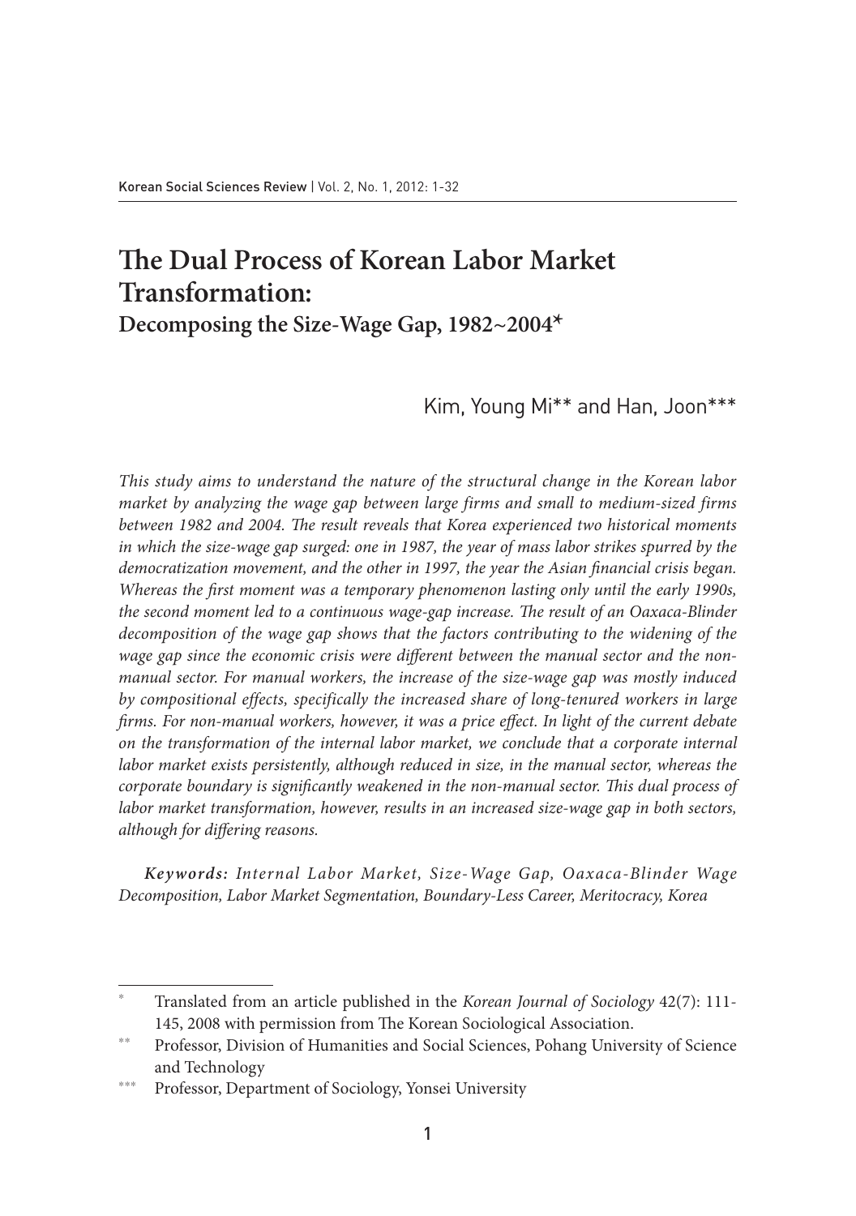# The Dual Process of Korean Labor Market Transformation:

## Decomposing the Size-Wage Gap, 1982~2004*

Kim, Young Mi** and Han, Joon***

*This study aims to understand the nature of the structural change in the Korean labor market by analyzing the wage gap between large firms and small to medium-sized firms between 1982 and 2004. The result reveals that Korea experienced two historical moments in which the size-wage gap surged: one in 1987, the year of mass labor strikes spurred by the democratization movement, and the other in 1997, the year the Asian financial crisis began. Whereas the first moment was a temporary phenomenon lasting only until the early 1990s, the second moment led to a continuous wage-gap increase. The result of an Oaxaca-Blinder decomposition of the wage gap shows that the factors contributing to the widening of the wage gap since the economic crisis were different between the manual sector and the non-manual sector. For manual workers, the increase of the size-wage gap was mostly induced by compositional effects, specifically the increased share of long-tenured workers in large firms. For non-manual workers, however, it was a price effect. In light of the current debate on the transformation of the internal labor market, we conclude that a corporate internal labor market exists persistently, although reduced in size, in the manual sector, whereas the corporate boundary is significantly weakened in the non-manual sector. This dual process of labor market transformation, however, results in an increased size-wage gap in both sectors, although for differing reasons.*

***Keywords:*** *Internal Labor Market, Size-Wage Gap, Oaxaca-Blinder Wage Decomposition, Labor Market Segmentation, Boundary-Less Career, Meritocracy, Korea*

---

\* Translated from an article published in the *Korean Journal of Sociology* 42(7): 111-145, 2008 with permission from The Korean Sociological Association.

\*\* Professor, Division of Humanities and Social Sciences, Pohang University of Science and Technology

\*\*\* Professor, Department of Sociology, Yonsei University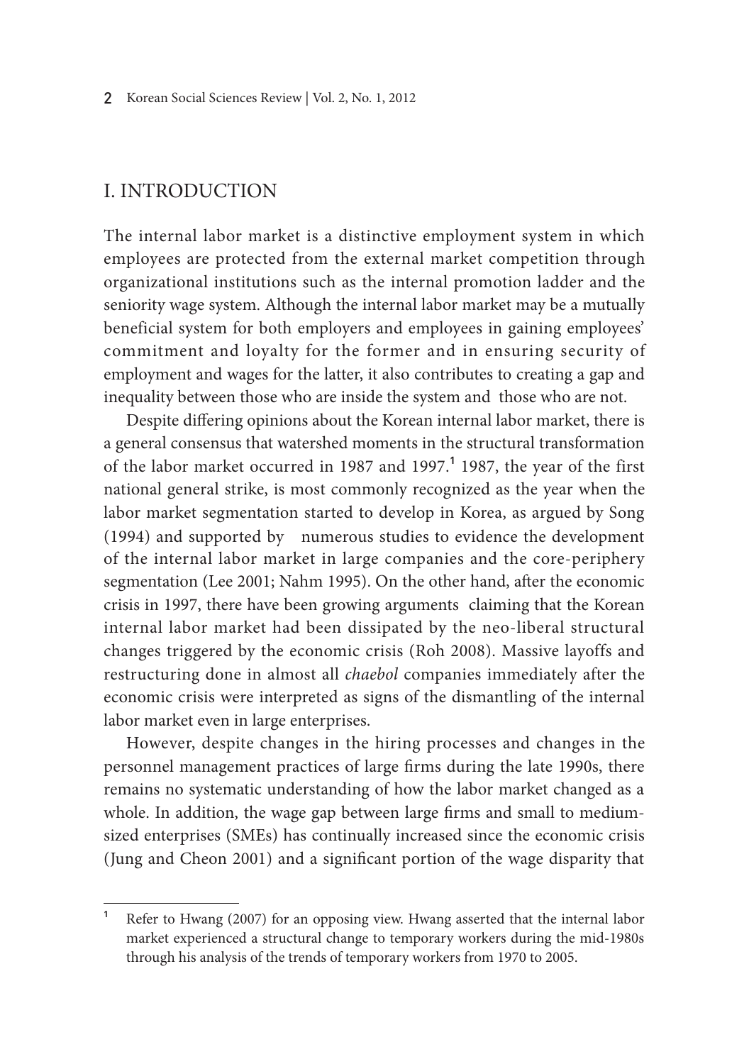## I. INTRODUCTION

The internal labor market is a distinctive employment system in which employees are protected from the external market competition through organizational institutions such as the internal promotion ladder and the seniority wage system. Although the internal labor market may be a mutually beneficial system for both employers and employees in gaining employees' commitment and loyalty for the former and in ensuring security of employment and wages for the latter, it also contributes to creating a gap and inequality between those who are inside the system and those who are not.

Despite differing opinions about the Korean internal labor market, there is a general consensus that watershed moments in the structural transformation of the labor market occurred in 1987 and 1997.[1] 1987, the year of the first national general strike, is most commonly recognized as the year when the labor market segmentation started to develop in Korea, as argued by Song (1994) and supported by numerous studies to evidence the development of the internal labor market in large companies and the core-periphery segmentation (Lee 2001; Nahm 1995). On the other hand, after the economic crisis in 1997, there have been growing arguments claiming that the Korean internal labor market had been dissipated by the neo-liberal structural changes triggered by the economic crisis (Roh 2008). Massive layoffs and restructuring done in almost all *chaebol* companies immediately after the economic crisis were interpreted as signs of the dismantling of the internal labor market even in large enterprises.

However, despite changes in the hiring processes and changes in the personnel management practices of large firms during the late 1990s, there remains no systematic understanding of how the labor market changed as a whole. In addition, the wage gap between large firms and small to medium-sized enterprises (SMEs) has continually increased since the economic crisis (Jung and Cheon 2001) and a significant portion of the wage disparity that

---

[1] Refer to Hwang (2007) for an opposing view. Hwang asserted that the internal labor market experienced a structural change to temporary workers during the mid-1980s through his analysis of the trends of temporary workers from 1970 to 2005.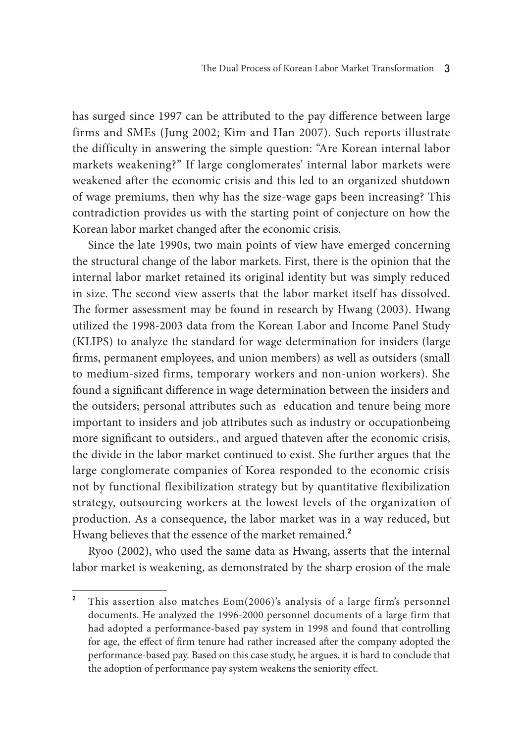has surged since 1997 can be attributed to the pay difference between large firms and SMEs (Jung 2002; Kim and Han 2007). Such reports illustrate the difficulty in answering the simple question: "Are Korean internal labor markets weakening?" If large conglomerates' internal labor markets were weakened after the economic crisis and this led to an organized shutdown of wage premiums, then why has the size-wage gaps been increasing? This contradiction provides us with the starting point of conjecture on how the Korean labor market changed after the economic crisis.

Since the late 1990s, two main points of view have emerged concerning the structural change of the labor markets. First, there is the opinion that the internal labor market retained its original identity but was simply reduced in size. The second view asserts that the labor market itself has dissolved. The former assessment may be found in research by Hwang (2003). Hwang utilized the 1998-2003 data from the Korean Labor and Income Panel Study (KLIPS) to analyze the standard for wage determination for insiders (large firms, permanent employees, and union members) as well as outsiders (small to medium-sized firms, temporary workers and non-union workers). She found a significant difference in wage determination between the insiders and the outsiders; personal attributes such as education and tenure being more important to insiders and job attributes such as industry or occupationbeing more significant to outsiders., and argued thateven after the economic crisis, the divide in the labor market continued to exist. She further argues that the large conglomerate companies of Korea responded to the economic crisis not by functional flexibilization strategy but by quantitative flexibilization strategy, outsourcing workers at the lowest levels of the organization of production. As a consequence, the labor market was in a way reduced, but Hwang believes that the essence of the market remained.[2]

Ryoo (2002), who used the same data as Hwang, asserts that the internal labor market is weakening, as demonstrated by the sharp erosion of the male

[2] This assertion also matches Eom(2006)'s analysis of a large firm's personnel documents. He analyzed the 1996-2000 personnel documents of a large firm that had adopted a performance-based pay system in 1998 and found that controlling for age, the effect of firm tenure had rather increased after the company adopted the performance-based pay. Based on this case study, he argues, it is hard to conclude that the adoption of performance pay system weakens the seniority effect.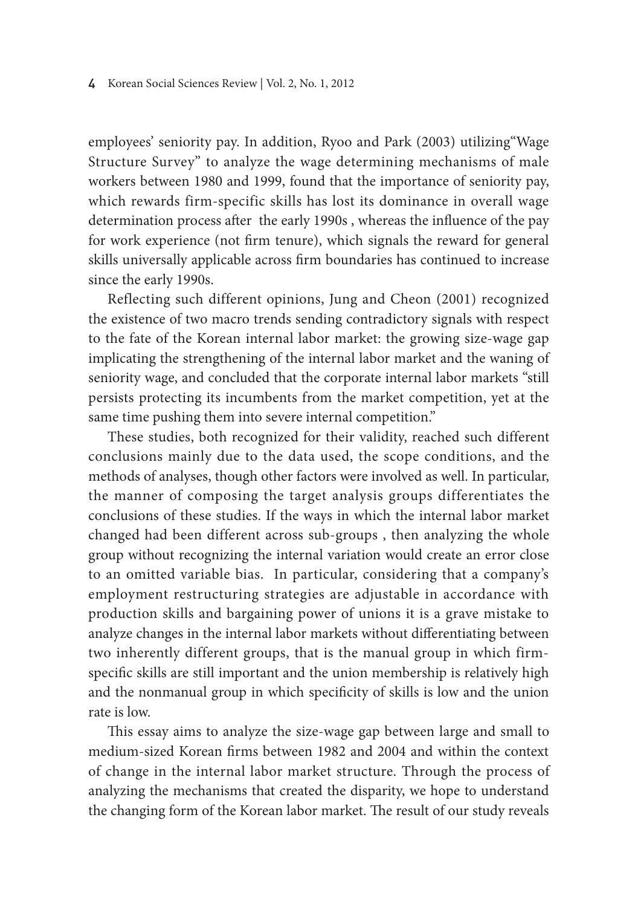employees' seniority pay. In addition, Ryoo and Park (2003) utilizing"Wage Structure Survey" to analyze the wage determining mechanisms of male workers between 1980 and 1999, found that the importance of seniority pay, which rewards firm-specific skills has lost its dominance in overall wage determination process after the early 1990s , whereas the influence of the pay for work experience (not firm tenure), which signals the reward for general skills universally applicable across firm boundaries has continued to increase since the early 1990s.

Reflecting such different opinions, Jung and Cheon (2001) recognized the existence of two macro trends sending contradictory signals with respect to the fate of the Korean internal labor market: the growing size-wage gap implicating the strengthening of the internal labor market and the waning of seniority wage, and concluded that the corporate internal labor markets "still persists protecting its incumbents from the market competition, yet at the same time pushing them into severe internal competition."

These studies, both recognized for their validity, reached such different conclusions mainly due to the data used, the scope conditions, and the methods of analyses, though other factors were involved as well. In particular, the manner of composing the target analysis groups differentiates the conclusions of these studies. If the ways in which the internal labor market changed had been different across sub-groups , then analyzing the whole group without recognizing the internal variation would create an error close to an omitted variable bias. In particular, considering that a company's employment restructuring strategies are adjustable in accordance with production skills and bargaining power of unions it is a grave mistake to analyze changes in the internal labor markets without differentiating between two inherently different groups, that is the manual group in which firm-specific skills are still important and the union membership is relatively high and the nonmanual group in which specificity of skills is low and the union rate is low.

This essay aims to analyze the size-wage gap between large and small to medium-sized Korean firms between 1982 and 2004 and within the context of change in the internal labor market structure. Through the process of analyzing the mechanisms that created the disparity, we hope to understand the changing form of the Korean labor market. The result of our study reveals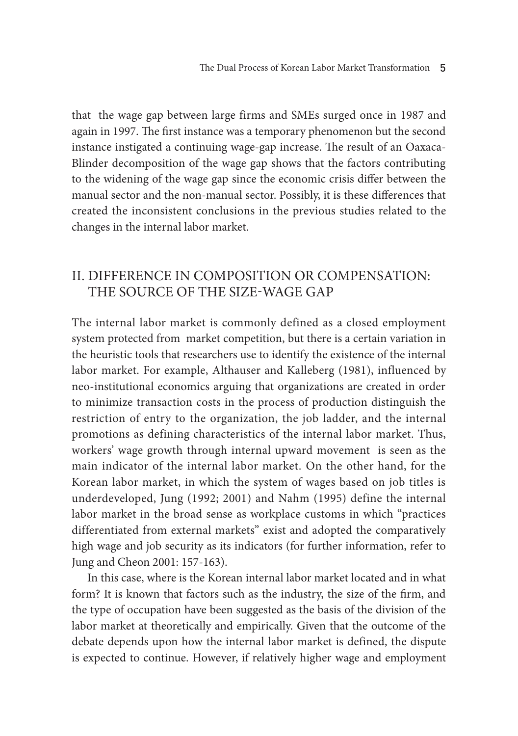that the wage gap between large firms and SMEs surged once in 1987 and again in 1997. The first instance was a temporary phenomenon but the second instance instigated a continuing wage-gap increase. The result of an Oaxaca-Blinder decomposition of the wage gap shows that the factors contributing to the widening of the wage gap since the economic crisis differ between the manual sector and the non-manual sector. Possibly, it is these differences that created the inconsistent conclusions in the previous studies related to the changes in the internal labor market.

## II. DIFFERENCE IN COMPOSITION OR COMPENSATION: THE SOURCE OF THE SIZE-WAGE GAP

The internal labor market is commonly defined as a closed employment system protected from market competition, but there is a certain variation in the heuristic tools that researchers use to identify the existence of the internal labor market. For example, Althauser and Kalleberg (1981), influenced by neo-institutional economics arguing that organizations are created in order to minimize transaction costs in the process of production distinguish the restriction of entry to the organization, the job ladder, and the internal promotions as defining characteristics of the internal labor market. Thus, workers' wage growth through internal upward movement is seen as the main indicator of the internal labor market. On the other hand, for the Korean labor market, in which the system of wages based on job titles is underdeveloped, Jung (1992; 2001) and Nahm (1995) define the internal labor market in the broad sense as workplace customs in which "practices differentiated from external markets" exist and adopted the comparatively high wage and job security as its indicators (for further information, refer to Jung and Cheon 2001: 157-163).

In this case, where is the Korean internal labor market located and in what form? It is known that factors such as the industry, the size of the firm, and the type of occupation have been suggested as the basis of the division of the labor market at theoretically and empirically. Given that the outcome of the debate depends upon how the internal labor market is defined, the dispute is expected to continue. However, if relatively higher wage and employment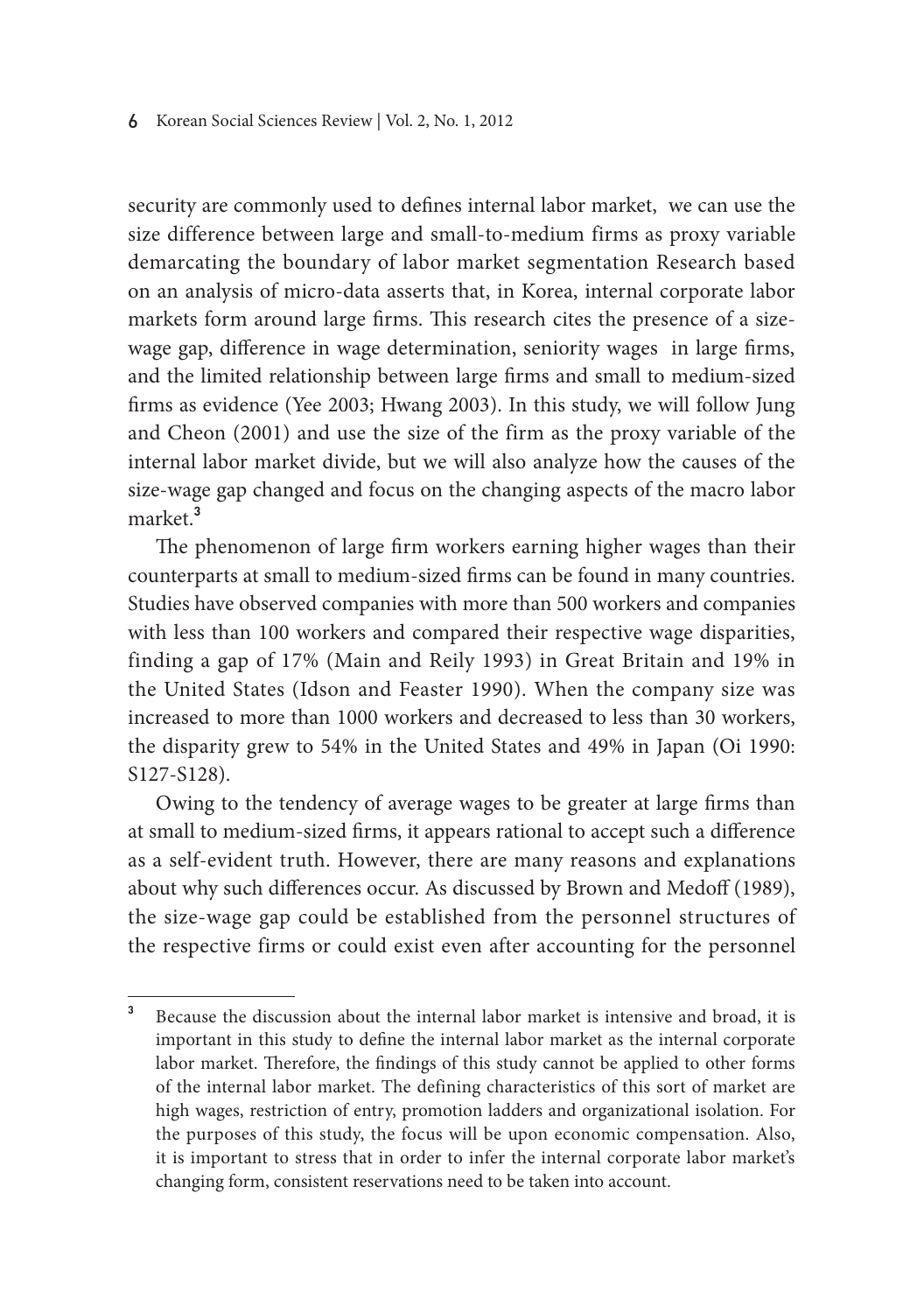security are commonly used to defines internal labor market,  we can use the size difference between large and small-to-medium firms as proxy variable demarcating the boundary of labor market segmentation Research based on an analysis of micro-data asserts that, in Korea, internal corporate labor markets form around large firms. This research cites the presence of a size-wage gap, difference in wage determination, seniority wages  in large firms, and the limited relationship between large firms and small to medium-sized firms as evidence (Yee 2003; Hwang 2003). In this study, we will follow Jung and Cheon (2001) and use the size of the firm as the proxy variable of the internal labor market divide, but we will also analyze how the causes of the size-wage gap changed and focus on the changing aspects of the macro labor market.[3]

The phenomenon of large firm workers earning higher wages than their counterparts at small to medium-sized firms can be found in many countries. Studies have observed companies with more than 500 workers and companies with less than 100 workers and compared their respective wage disparities, finding a gap of 17% (Main and Reily 1993) in Great Britain and 19% in the United States (Idson and Feaster 1990). When the company size was increased to more than 1000 workers and decreased to less than 30 workers, the disparity grew to 54% in the United States and 49% in Japan (Oi 1990: S127-S128).

Owing to the tendency of average wages to be greater at large firms than at small to medium-sized firms, it appears rational to accept such a difference as a self-evident truth. However, there are many reasons and explanations about why such differences occur. As discussed by Brown and Medoff (1989), the size-wage gap could be established from the personnel structures of the respective firms or could exist even after accounting for the personnel

---

[3] Because the discussion about the internal labor market is intensive and broad, it is important in this study to define the internal labor market as the internal corporate labor market. Therefore, the findings of this study cannot be applied to other forms of the internal labor market. The defining characteristics of this sort of market are high wages, restriction of entry, promotion ladders and organizational isolation. For the purposes of this study, the focus will be upon economic compensation. Also, it is important to stress that in order to infer the internal corporate labor market's changing form, consistent reservations need to be taken into account.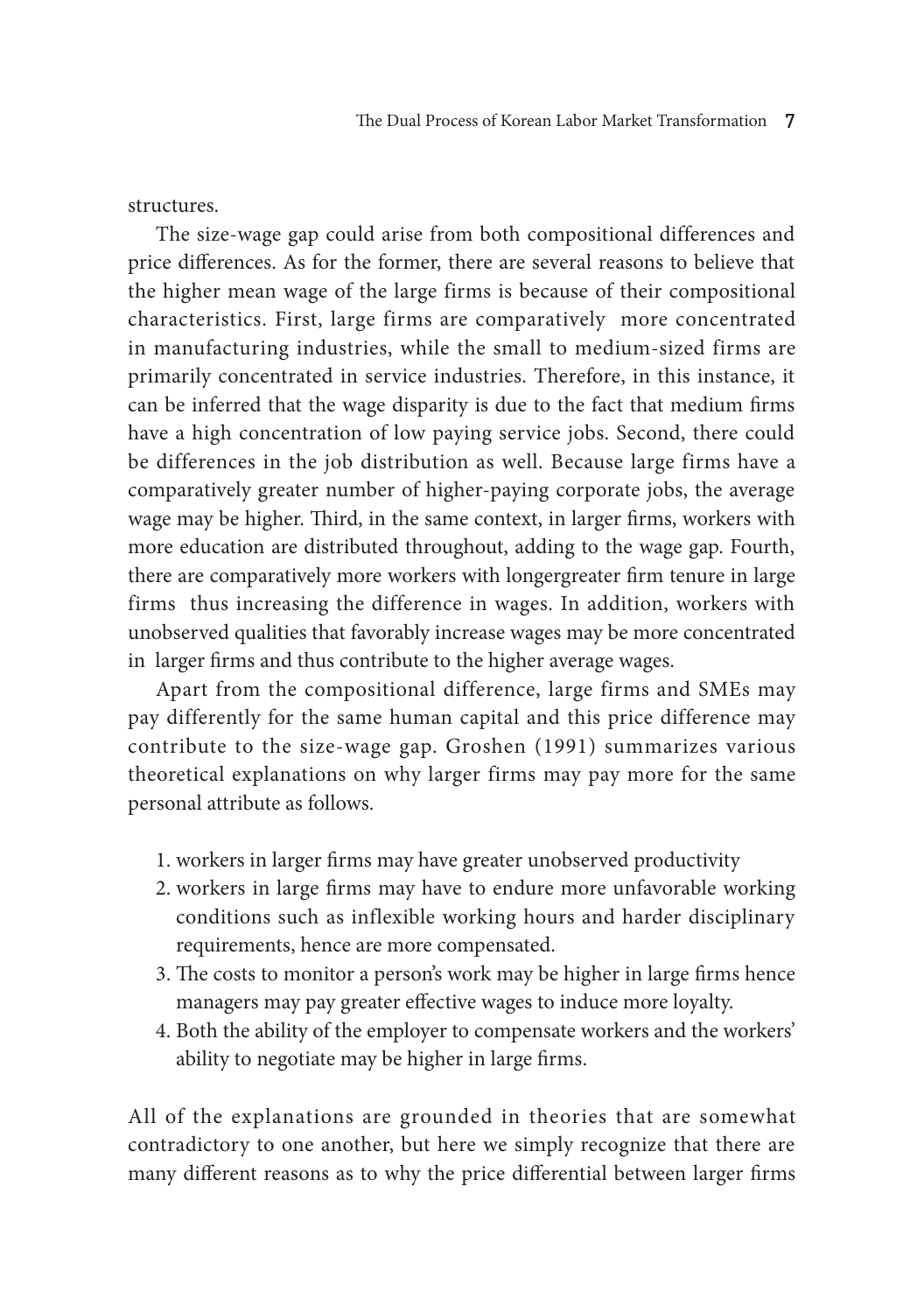structures.

The size-wage gap could arise from both compositional differences and price differences. As for the former, there are several reasons to believe that the higher mean wage of the large firms is because of their compositional characteristics. First, large firms are comparatively more concentrated in manufacturing industries, while the small to medium-sized firms are primarily concentrated in service industries. Therefore, in this instance, it can be inferred that the wage disparity is due to the fact that medium firms have a high concentration of low paying service jobs. Second, there could be differences in the job distribution as well. Because large firms have a comparatively greater number of higher-paying corporate jobs, the average wage may be higher. Third, in the same context, in larger firms, workers with more education are distributed throughout, adding to the wage gap. Fourth, there are comparatively more workers with longergreater firm tenure in large firms thus increasing the difference in wages. In addition, workers with unobserved qualities that favorably increase wages may be more concentrated in larger firms and thus contribute to the higher average wages.

Apart from the compositional difference, large firms and SMEs may pay differently for the same human capital and this price difference may contribute to the size-wage gap. Groshen (1991) summarizes various theoretical explanations on why larger firms may pay more for the same personal attribute as follows.

1. workers in larger firms may have greater unobserved productivity
2. workers in large firms may have to endure more unfavorable working conditions such as inflexible working hours and harder disciplinary requirements, hence are more compensated.
3. The costs to monitor a person's work may be higher in large firms hence managers may pay greater effective wages to induce more loyalty.
4. Both the ability of the employer to compensate workers and the workers' ability to negotiate may be higher in large firms.

All of the explanations are grounded in theories that are somewhat contradictory to one another, but here we simply recognize that there are many different reasons as to why the price differential between larger firms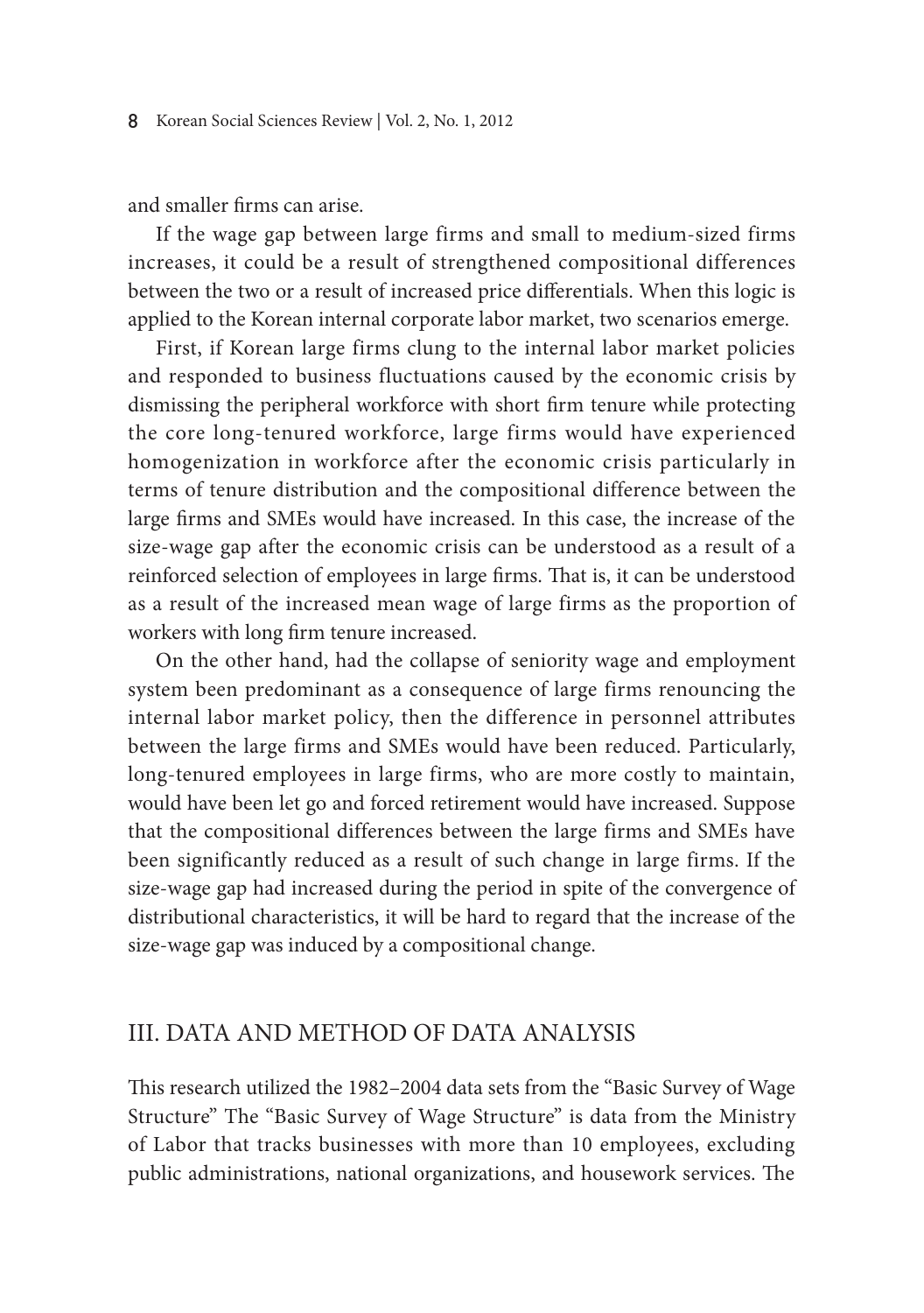and smaller firms can arise.

If the wage gap between large firms and small to medium-sized firms increases, it could be a result of strengthened compositional differences between the two or a result of increased price differentials. When this logic is applied to the Korean internal corporate labor market, two scenarios emerge.

First, if Korean large firms clung to the internal labor market policies and responded to business fluctuations caused by the economic crisis by dismissing the peripheral workforce with short firm tenure while protecting the core long-tenured workforce, large firms would have experienced homogenization in workforce after the economic crisis particularly in terms of tenure distribution and the compositional difference between the large firms and SMEs would have increased. In this case, the increase of the size-wage gap after the economic crisis can be understood as a result of a reinforced selection of employees in large firms. That is, it can be understood as a result of the increased mean wage of large firms as the proportion of workers with long firm tenure increased.

On the other hand, had the collapse of seniority wage and employment system been predominant as a consequence of large firms renouncing the internal labor market policy, then the difference in personnel attributes between the large firms and SMEs would have been reduced. Particularly, long-tenured employees in large firms, who are more costly to maintain, would have been let go and forced retirement would have increased. Suppose that the compositional differences between the large firms and SMEs have been significantly reduced as a result of such change in large firms. If the size-wage gap had increased during the period in spite of the convergence of distributional characteristics, it will be hard to regard that the increase of the size-wage gap was induced by a compositional change.

## III. DATA AND METHOD OF DATA ANALYSIS

This research utilized the 1982–2004 data sets from the "Basic Survey of Wage Structure" The "Basic Survey of Wage Structure" is data from the Ministry of Labor that tracks businesses with more than 10 employees, excluding public administrations, national organizations, and housework services. The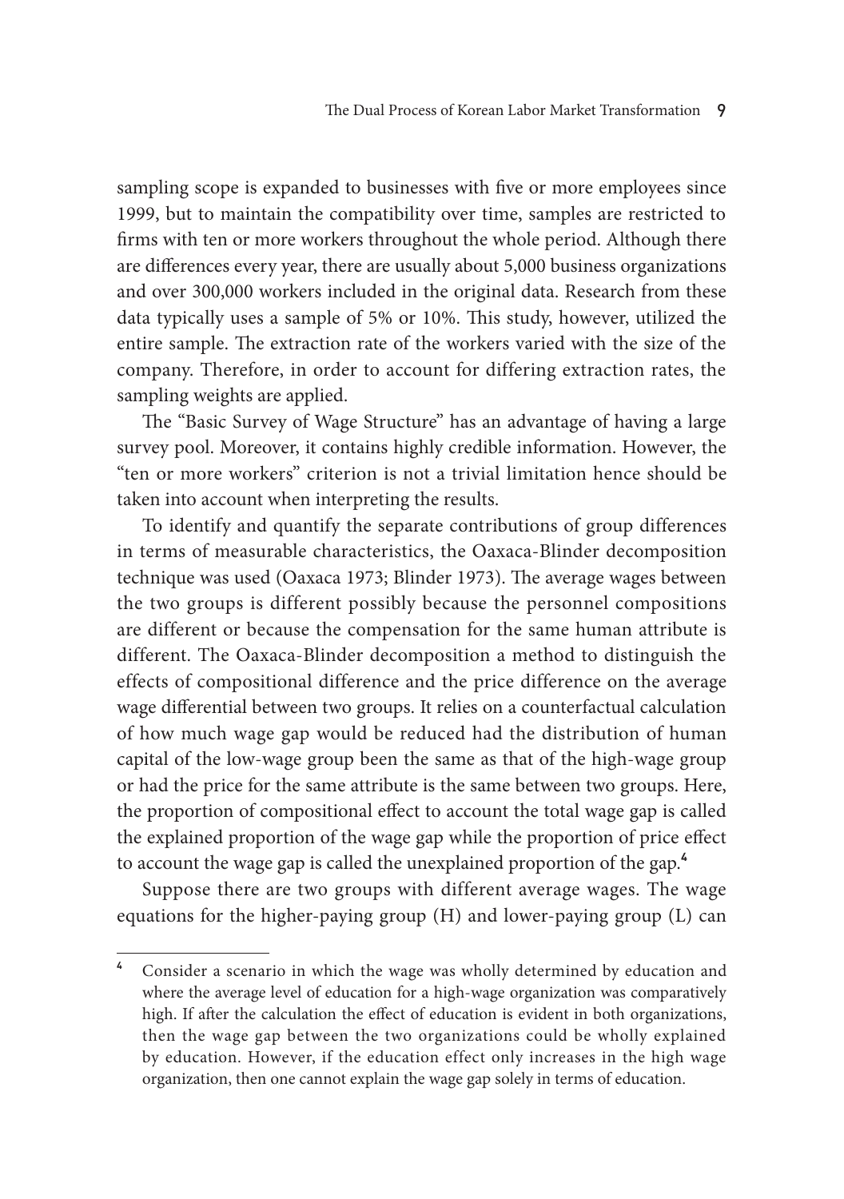sampling scope is expanded to businesses with five or more employees since 1999, but to maintain the compatibility over time, samples are restricted to firms with ten or more workers throughout the whole period. Although there are differences every year, there are usually about 5,000 business organizations and over 300,000 workers included in the original data. Research from these data typically uses a sample of 5% or 10%. This study, however, utilized the entire sample. The extraction rate of the workers varied with the size of the company. Therefore, in order to account for differing extraction rates, the sampling weights are applied.

The "Basic Survey of Wage Structure" has an advantage of having a large survey pool. Moreover, it contains highly credible information. However, the "ten or more workers" criterion is not a trivial limitation hence should be taken into account when interpreting the results.

To identify and quantify the separate contributions of group differences in terms of measurable characteristics, the Oaxaca-Blinder decomposition technique was used (Oaxaca 1973; Blinder 1973). The average wages between the two groups is different possibly because the personnel compositions are different or because the compensation for the same human attribute is different. The Oaxaca-Blinder decomposition a method to distinguish the effects of compositional difference and the price difference on the average wage differential between two groups. It relies on a counterfactual calculation of how much wage gap would be reduced had the distribution of human capital of the low-wage group been the same as that of the high-wage group or had the price for the same attribute is the same between two groups. Here, the proportion of compositional effect to account the total wage gap is called the explained proportion of the wage gap while the proportion of price effect to account the wage gap is called the unexplained proportion of the gap.[4]

Suppose there are two groups with different average wages. The wage equations for the higher-paying group (H) and lower-paying group (L) can

[4] Consider a scenario in which the wage was wholly determined by education and where the average level of education for a high-wage organization was comparatively high. If after the calculation the effect of education is evident in both organizations, then the wage gap between the two organizations could be wholly explained by education. However, if the education effect only increases in the high wage organization, then one cannot explain the wage gap solely in terms of education.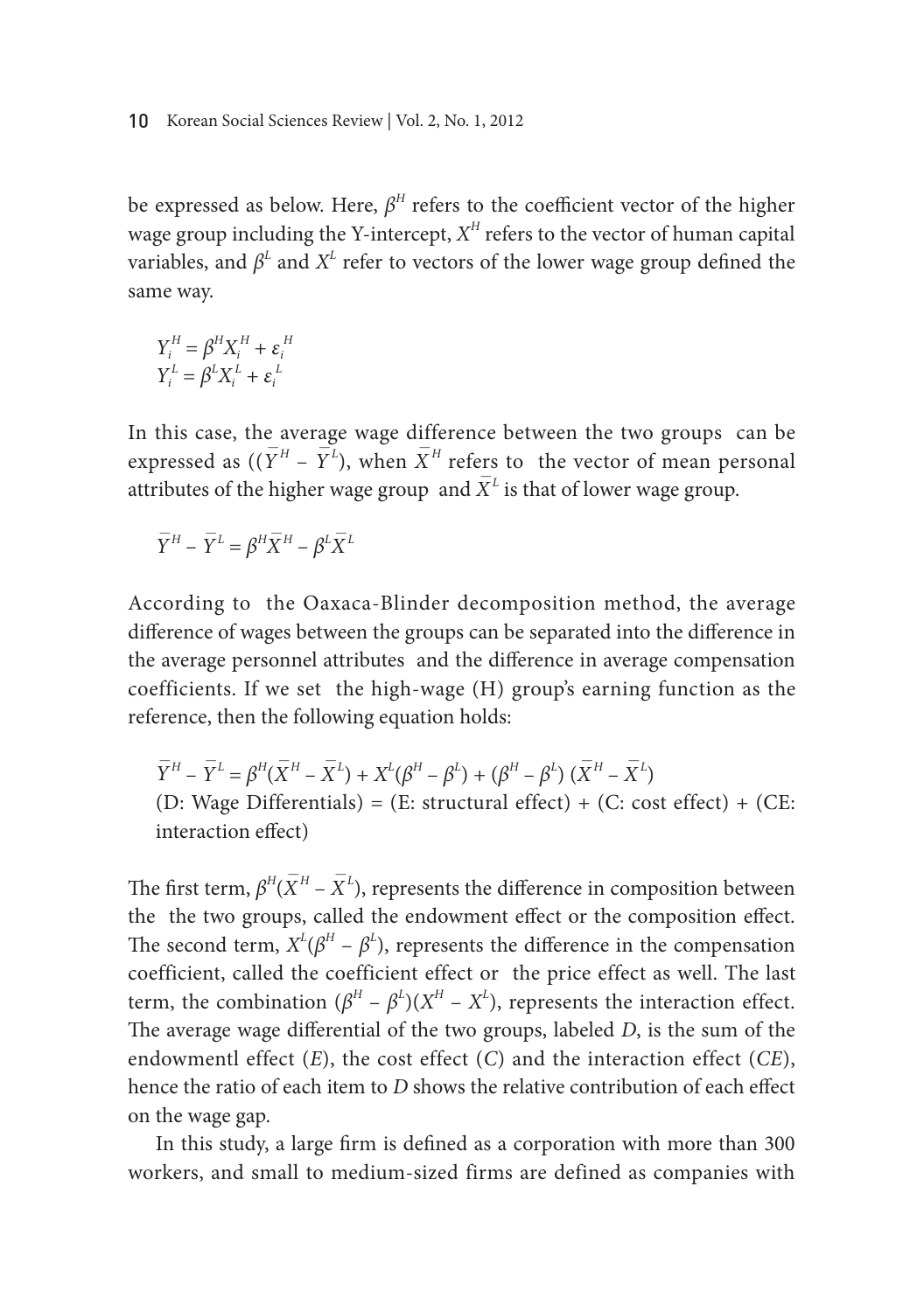be expressed as below. Here, $\beta^H$ refers to the coefficient vector of the higher wage group including the Y-intercept, $X^H$ refers to the vector of human capital variables, and $\beta^L$ and $X^L$ refer to vectors of the lower wage group defined the same way.

$$Y_i^H = \beta^H X_i^H + \varepsilon_i^H$$
$$Y_i^L = \beta^L X_i^L + \varepsilon_i^L$$

In this case, the average wage difference between the two groups can be expressed as $((\bar{Y}^H - \bar{Y}^L)$, when $\bar{X}^H$ refers to the vector of mean personal attributes of the higher wage group and $\bar{X}^L$ is that of lower wage group.

$$\bar{Y}^H - \bar{Y}^L = \beta^H \bar{X}^H - \beta^L \bar{X}^L$$

According to the Oaxaca-Blinder decomposition method, the average difference of wages between the groups can be separated into the difference in the average personnel attributes and the difference in average compensation coefficients. If we set the high-wage (H) group's earning function as the reference, then the following equation holds:

$$\bar{Y}^H - \bar{Y}^L = \beta^H(\bar{X}^H - \bar{X}^L) + X^L(\beta^H - \beta^L) + (\beta^H - \beta^L)(\bar{X}^H - \bar{X}^L)$$

(D: Wage Differentials) = (E: structural effect) + (C: cost effect) + (CE: interaction effect)

The first term, $\beta^H(\bar{X}^H - \bar{X}^L)$, represents the difference in composition between the the two groups, called the endowment effect or the composition effect. The second term, $X^L(\beta^H - \beta^L)$, represents the difference in the compensation coefficient, called the coefficient effect or the price effect as well. The last term, the combination $(\beta^H - \beta^L)(X^H - X^L)$, represents the interaction effect. The average wage differential of the two groups, labeled *D*, is the sum of the endowmentl effect (*E*), the cost effect (*C*) and the interaction effect (*CE*), hence the ratio of each item to *D* shows the relative contribution of each effect on the wage gap.

In this study, a large firm is defined as a corporation with more than 300 workers, and small to medium-sized firms are defined as companies with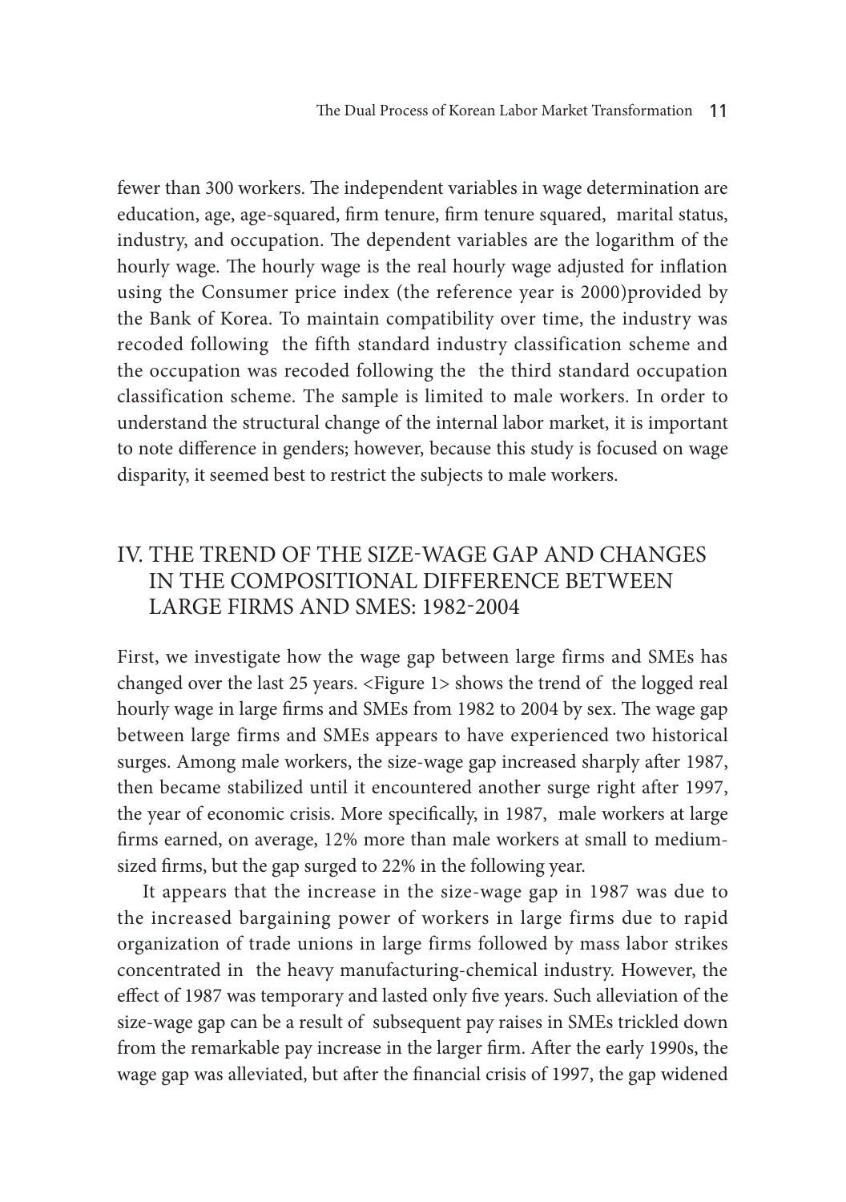fewer than 300 workers. The independent variables in wage determination are education, age, age-squared, firm tenure, firm tenure squared, marital status, industry, and occupation. The dependent variables are the logarithm of the hourly wage. The hourly wage is the real hourly wage adjusted for inflation using the Consumer price index (the reference year is 2000)provided by the Bank of Korea. To maintain compatibility over time, the industry was recoded following the fifth standard industry classification scheme and the occupation was recoded following the the third standard occupation classification scheme. The sample is limited to male workers. In order to understand the structural change of the internal labor market, it is important to note difference in genders; however, because this study is focused on wage disparity, it seemed best to restrict the subjects to male workers.

## IV. THE TREND OF THE SIZE-WAGE GAP AND CHANGES IN THE COMPOSITIONAL DIFFERENCE BETWEEN LARGE FIRMS AND SMES: 1982-2004

First, we investigate how the wage gap between large firms and SMEs has changed over the last 25 years. <Figure 1> shows the trend of the logged real hourly wage in large firms and SMEs from 1982 to 2004 by sex. The wage gap between large firms and SMEs appears to have experienced two historical surges. Among male workers, the size-wage gap increased sharply after 1987, then became stabilized until it encountered another surge right after 1997, the year of economic crisis. More specifically, in 1987, male workers at large firms earned, on average, 12% more than male workers at small to medium-sized firms, but the gap surged to 22% in the following year.

It appears that the increase in the size-wage gap in 1987 was due to the increased bargaining power of workers in large firms due to rapid organization of trade unions in large firms followed by mass labor strikes concentrated in the heavy manufacturing-chemical industry. However, the effect of 1987 was temporary and lasted only five years. Such alleviation of the size-wage gap can be a result of subsequent pay raises in SMEs trickled down from the remarkable pay increase in the larger firm. After the early 1990s, the wage gap was alleviated, but after the financial crisis of 1997, the gap widened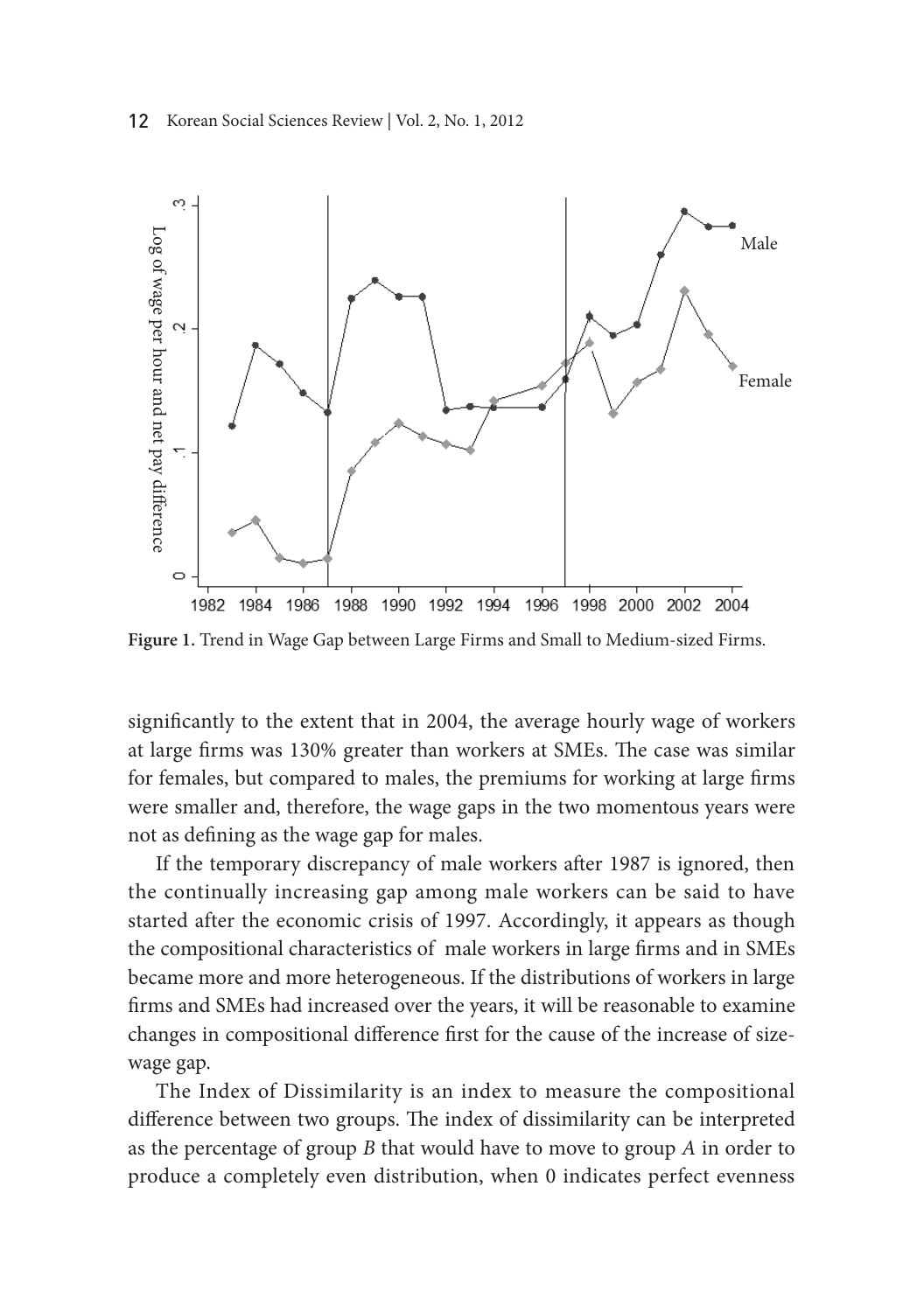Figure 1. Trend in Wage Gap between Large Firms and Small to Medium-sized Firms.

significantly to the extent that in 2004, the average hourly wage of workers at large firms was 130% greater than workers at SMEs. The case was similar for females, but compared to males, the premiums for working at large firms were smaller and, therefore, the wage gaps in the two momentous years were not as defining as the wage gap for males.

If the temporary discrepancy of male workers after 1987 is ignored, then the continually increasing gap among male workers can be said to have started after the economic crisis of 1997. Accordingly, it appears as though the compositional characteristics of male workers in large firms and in SMEs became more and more heterogeneous. If the distributions of workers in large firms and SMEs had increased over the years, it will be reasonable to examine changes in compositional difference first for the cause of the increase of size-wage gap.

The Index of Dissimilarity is an index to measure the compositional difference between two groups. The index of dissimilarity can be interpreted as the percentage of group *B* that would have to move to group *A* in order to produce a completely even distribution, when 0 indicates perfect evenness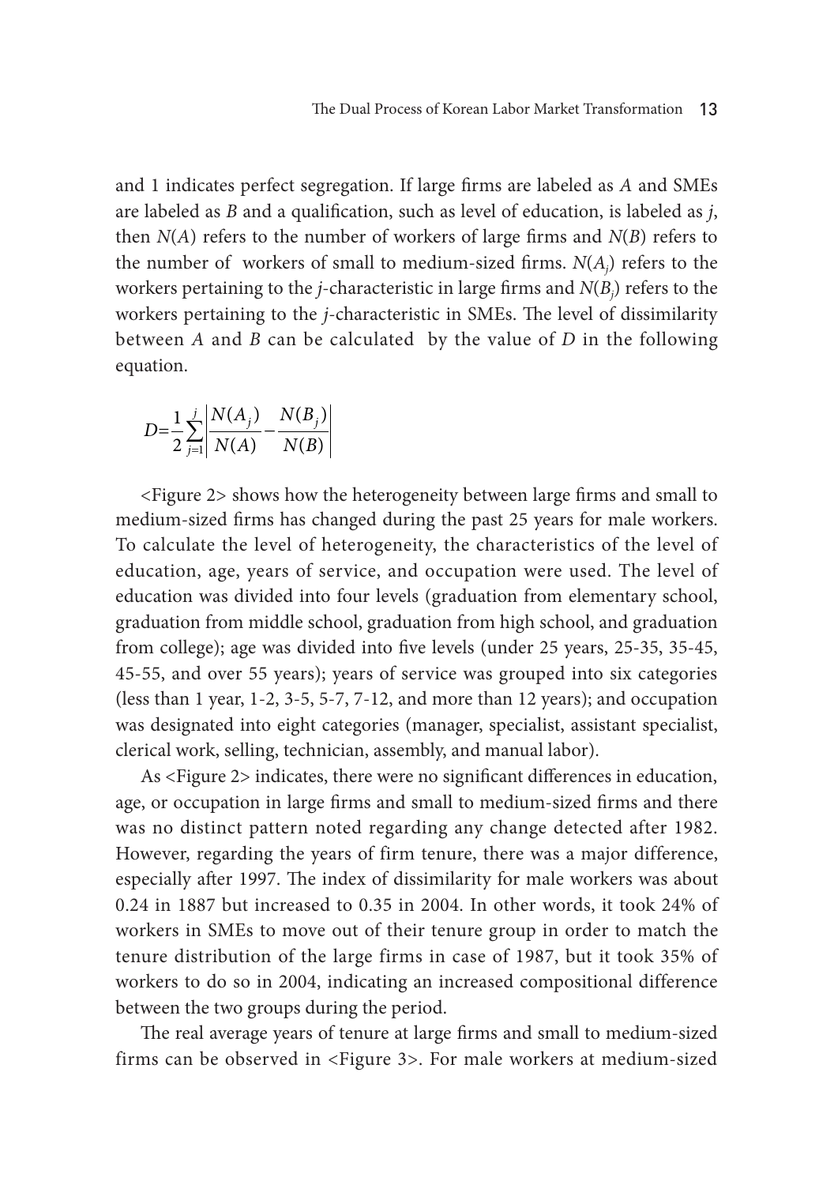and 1 indicates perfect segregation. If large firms are labeled as *A* and SMEs are labeled as *B* and a qualification, such as level of education, is labeled as *j*, then $N(A)$ refers to the number of workers of large firms and $N(B)$ refers to the number of workers of small to medium-sized firms. $N(A_j)$ refers to the workers pertaining to the *j*-characteristic in large firms and $N(B_j)$ refers to the workers pertaining to the *j*-characteristic in SMEs. The level of dissimilarity between *A* and *B* can be calculated by the value of *D* in the following equation.

$$D=\frac{1}{2}\sum_{j=1}^{j}\left|\frac{N(A_j)}{N(A)}-\frac{N(B_j)}{N(B)}\right|$$

<Figure 2> shows how the heterogeneity between large firms and small to medium-sized firms has changed during the past 25 years for male workers. To calculate the level of heterogeneity, the characteristics of the level of education, age, years of service, and occupation were used. The level of education was divided into four levels (graduation from elementary school, graduation from middle school, graduation from high school, and graduation from college); age was divided into five levels (under 25 years, 25-35, 35-45, 45-55, and over 55 years); years of service was grouped into six categories (less than 1 year, 1-2, 3-5, 5-7, 7-12, and more than 12 years); and occupation was designated into eight categories (manager, specialist, assistant specialist, clerical work, selling, technician, assembly, and manual labor).

As <Figure 2> indicates, there were no significant differences in education, age, or occupation in large firms and small to medium-sized firms and there was no distinct pattern noted regarding any change detected after 1982. However, regarding the years of firm tenure, there was a major difference, especially after 1997. The index of dissimilarity for male workers was about 0.24 in 1887 but increased to 0.35 in 2004. In other words, it took 24% of workers in SMEs to move out of their tenure group in order to match the tenure distribution of the large firms in case of 1987, but it took 35% of workers to do so in 2004, indicating an increased compositional difference between the two groups during the period.

The real average years of tenure at large firms and small to medium-sized firms can be observed in <Figure 3>. For male workers at medium-sized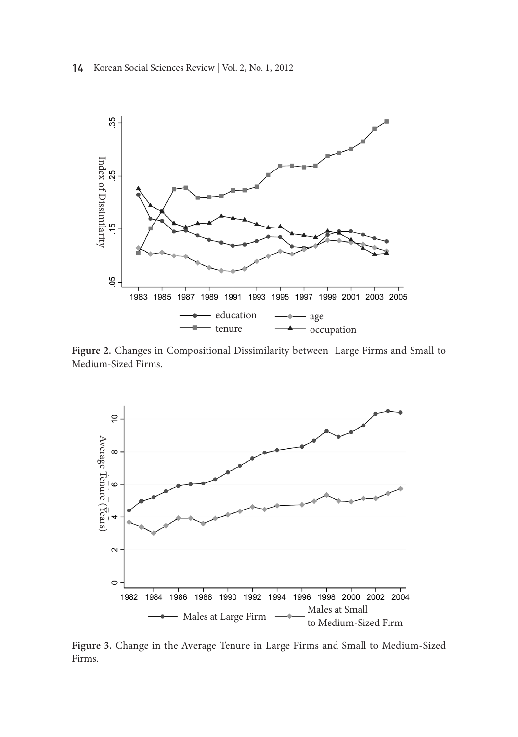**Figure 2.** Changes in Compositional Dissimilarity between Large Firms and Small to Medium-Sized Firms.

**Figure 3.** Change in the Average Tenure in Large Firms and Small to Medium-Sized Firms.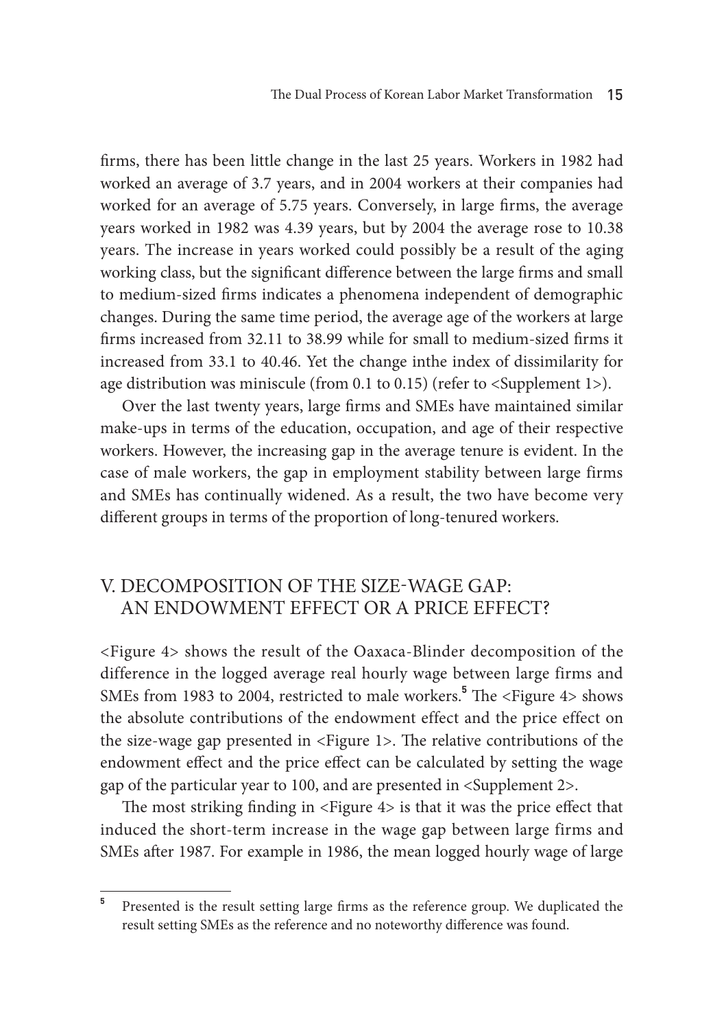firms, there has been little change in the last 25 years. Workers in 1982 had worked an average of 3.7 years, and in 2004 workers at their companies had worked for an average of 5.75 years. Conversely, in large firms, the average years worked in 1982 was 4.39 years, but by 2004 the average rose to 10.38 years. The increase in years worked could possibly be a result of the aging working class, but the significant difference between the large firms and small to medium-sized firms indicates a phenomena independent of demographic changes. During the same time period, the average age of the workers at large firms increased from 32.11 to 38.99 while for small to medium-sized firms it increased from 33.1 to 40.46. Yet the change inthe index of dissimilarity for age distribution was miniscule (from 0.1 to 0.15) (refer to <Supplement 1>).

Over the last twenty years, large firms and SMEs have maintained similar make-ups in terms of the education, occupation, and age of their respective workers. However, the increasing gap in the average tenure is evident. In the case of male workers, the gap in employment stability between large firms and SMEs has continually widened. As a result, the two have become very different groups in terms of the proportion of long-tenured workers.

## V. DECOMPOSITION OF THE SIZE-WAGE GAP: AN ENDOWMENT EFFECT OR A PRICE EFFECT?

<Figure 4> shows the result of the Oaxaca-Blinder decomposition of the difference in the logged average real hourly wage between large firms and SMEs from 1983 to 2004, restricted to male workers.[5] The <Figure 4> shows the absolute contributions of the endowment effect and the price effect on the size-wage gap presented in <Figure 1>. The relative contributions of the endowment effect and the price effect can be calculated by setting the wage gap of the particular year to 100, and are presented in <Supplement 2>.

The most striking finding in <Figure 4> is that it was the price effect that induced the short-term increase in the wage gap between large firms and SMEs after 1987. For example in 1986, the mean logged hourly wage of large

[5] Presented is the result setting large firms as the reference group. We duplicated the result setting SMEs as the reference and no noteworthy difference was found.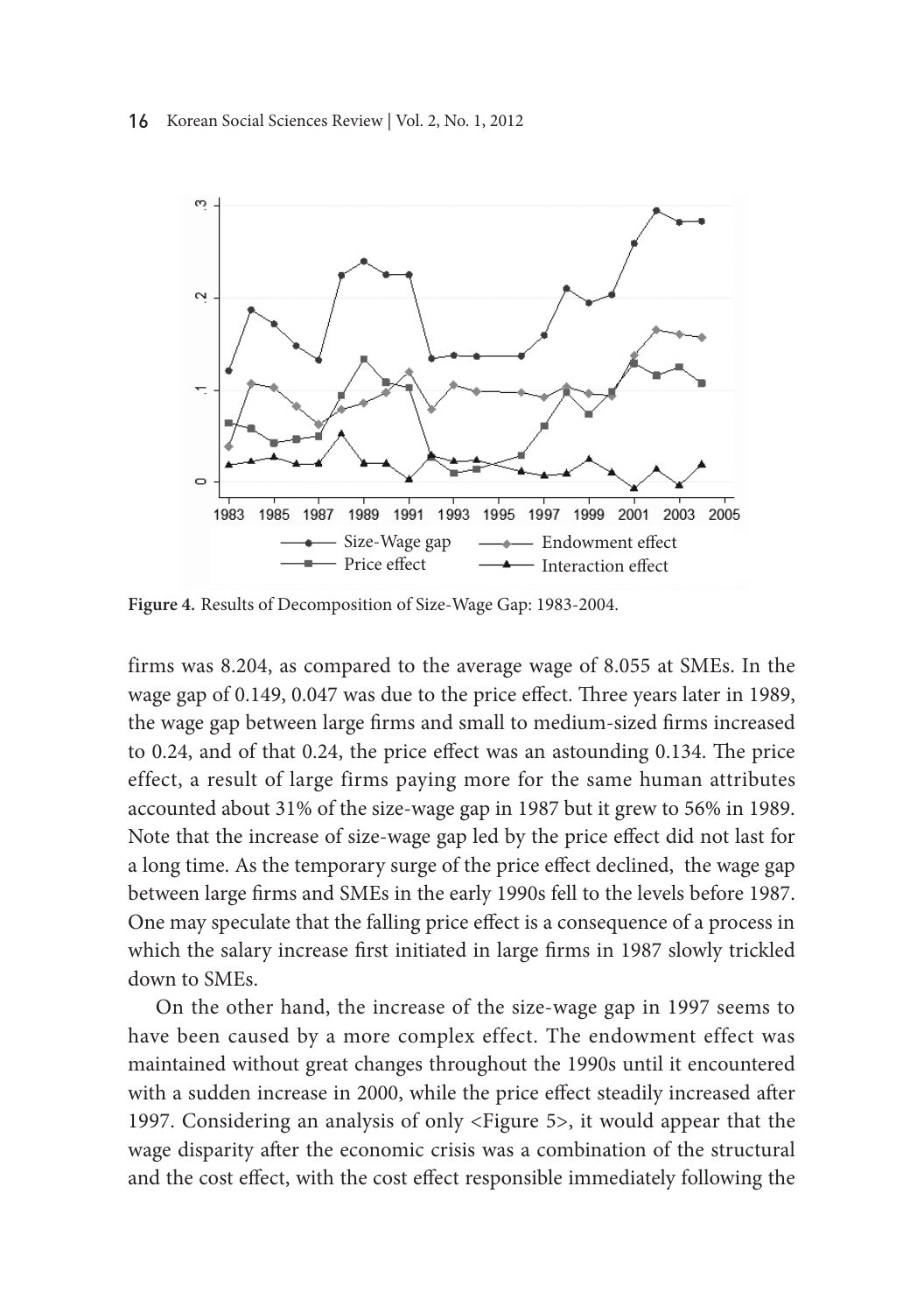**Figure 4.** Results of Decomposition of Size-Wage Gap: 1983-2004.

firms was 8.204, as compared to the average wage of 8.055 at SMEs. In the wage gap of 0.149, 0.047 was due to the price effect. Three years later in 1989, the wage gap between large firms and small to medium-sized firms increased to 0.24, and of that 0.24, the price effect was an astounding 0.134. The price effect, a result of large firms paying more for the same human attributes accounted about 31% of the size-wage gap in 1987 but it grew to 56% in 1989. Note that the increase of size-wage gap led by the price effect did not last for a long time. As the temporary surge of the price effect declined, the wage gap between large firms and SMEs in the early 1990s fell to the levels before 1987. One may speculate that the falling price effect is a consequence of a process in which the salary increase first initiated in large firms in 1987 slowly trickled down to SMEs.

On the other hand, the increase of the size-wage gap in 1997 seems to have been caused by a more complex effect. The endowment effect was maintained without great changes throughout the 1990s until it encountered with a sudden increase in 2000, while the price effect steadily increased after 1997. Considering an analysis of only <Figure 5>, it would appear that the wage disparity after the economic crisis was a combination of the structural and the cost effect, with the cost effect responsible immediately following the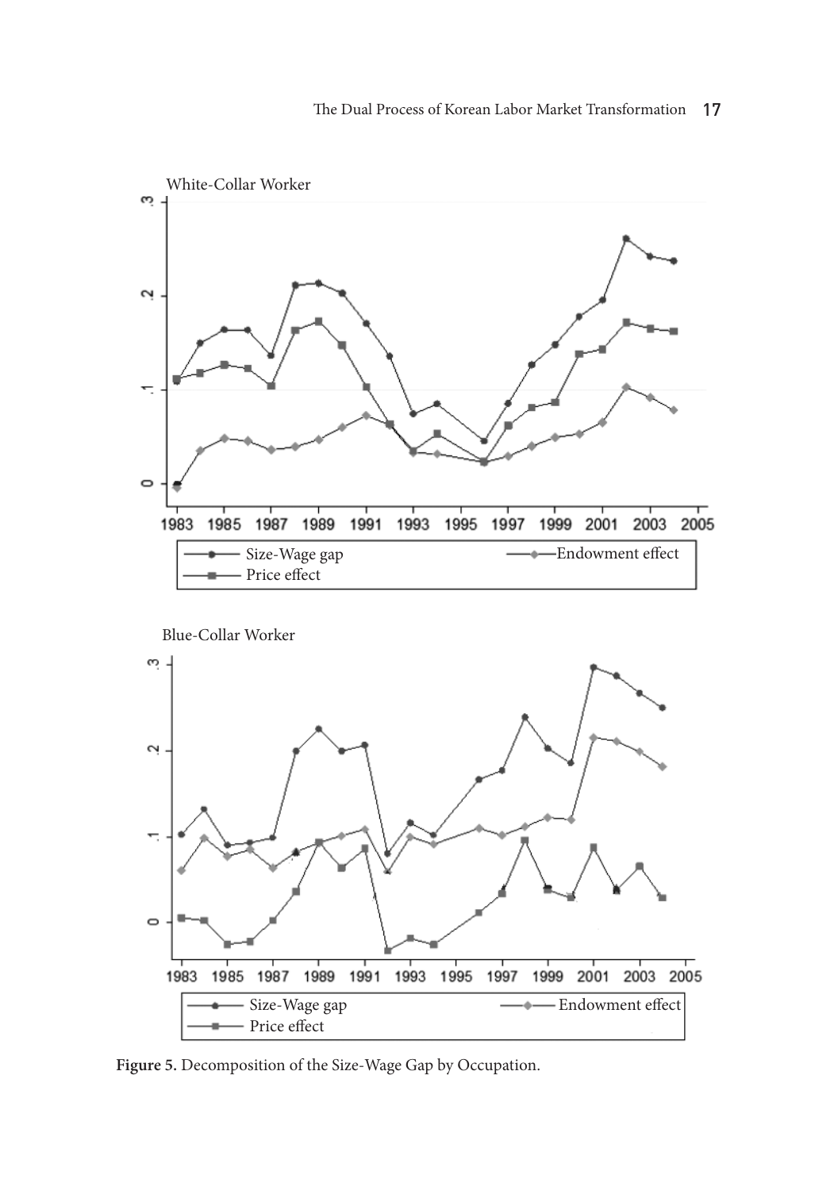Figure 5. Decomposition of the Size-Wage Gap by Occupation.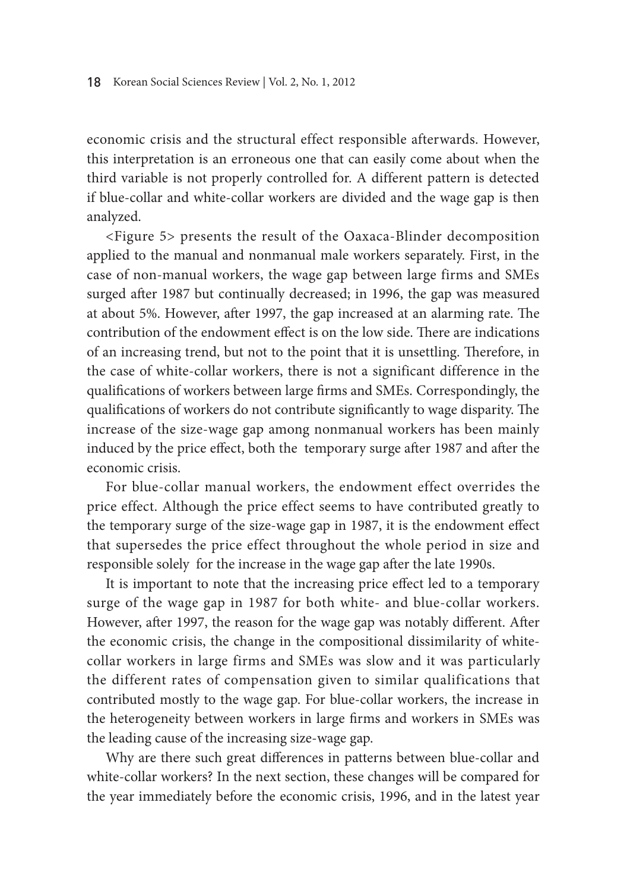economic crisis and the structural effect responsible afterwards. However, this interpretation is an erroneous one that can easily come about when the third variable is not properly controlled for. A different pattern is detected if blue-collar and white-collar workers are divided and the wage gap is then analyzed.

<Figure 5> presents the result of the Oaxaca-Blinder decomposition applied to the manual and nonmanual male workers separately. First, in the case of non-manual workers, the wage gap between large firms and SMEs surged after 1987 but continually decreased; in 1996, the gap was measured at about 5%. However, after 1997, the gap increased at an alarming rate. The contribution of the endowment effect is on the low side. There are indications of an increasing trend, but not to the point that it is unsettling. Therefore, in the case of white-collar workers, there is not a significant difference in the qualifications of workers between large firms and SMEs. Correspondingly, the qualifications of workers do not contribute significantly to wage disparity. The increase of the size-wage gap among nonmanual workers has been mainly induced by the price effect, both the temporary surge after 1987 and after the economic crisis.

For blue-collar manual workers, the endowment effect overrides the price effect. Although the price effect seems to have contributed greatly to the temporary surge of the size-wage gap in 1987, it is the endowment effect that supersedes the price effect throughout the whole period in size and responsible solely for the increase in the wage gap after the late 1990s.

It is important to note that the increasing price effect led to a temporary surge of the wage gap in 1987 for both white- and blue-collar workers. However, after 1997, the reason for the wage gap was notably different. After the economic crisis, the change in the compositional dissimilarity of white-collar workers in large firms and SMEs was slow and it was particularly the different rates of compensation given to similar qualifications that contributed mostly to the wage gap. For blue-collar workers, the increase in the heterogeneity between workers in large firms and workers in SMEs was the leading cause of the increasing size-wage gap.

Why are there such great differences in patterns between blue-collar and white-collar workers? In the next section, these changes will be compared for the year immediately before the economic crisis, 1996, and in the latest year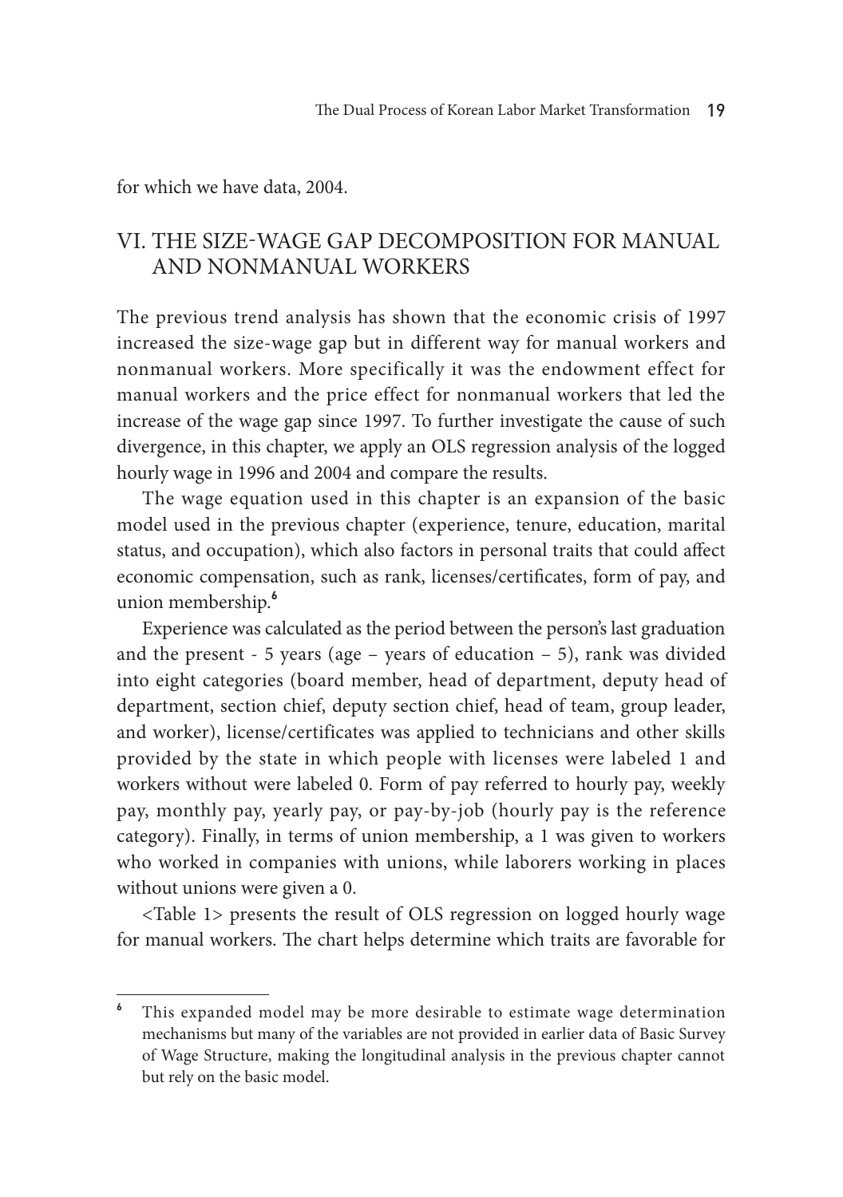for which we have data, 2004.

## VI. THE SIZE-WAGE GAP DECOMPOSITION FOR MANUAL AND NONMANUAL WORKERS

The previous trend analysis has shown that the economic crisis of 1997 increased the size-wage gap but in different way for manual workers and nonmanual workers. More specifically it was the endowment effect for manual workers and the price effect for nonmanual workers that led the increase of the wage gap since 1997. To further investigate the cause of such divergence, in this chapter, we apply an OLS regression analysis of the logged hourly wage in 1996 and 2004 and compare the results.

The wage equation used in this chapter is an expansion of the basic model used in the previous chapter (experience, tenure, education, marital status, and occupation), which also factors in personal traits that could affect economic compensation, such as rank, licenses/certificates, form of pay, and union membership.[6]

Experience was calculated as the period between the person's last graduation and the present - 5 years (age – years of education – 5), rank was divided into eight categories (board member, head of department, deputy head of department, section chief, deputy section chief, head of team, group leader, and worker), license/certificates was applied to technicians and other skills provided by the state in which people with licenses were labeled 1 and workers without were labeled 0. Form of pay referred to hourly pay, weekly pay, monthly pay, yearly pay, or pay-by-job (hourly pay is the reference category). Finally, in terms of union membership, a 1 was given to workers who worked in companies with unions, while laborers working in places without unions were given a 0.

<Table 1> presents the result of OLS regression on logged hourly wage for manual workers. The chart helps determine which traits are favorable for

---

[6] This expanded model may be more desirable to estimate wage determination mechanisms but many of the variables are not provided in earlier data of Basic Survey of Wage Structure, making the longitudinal analysis in the previous chapter cannot but rely on the basic model.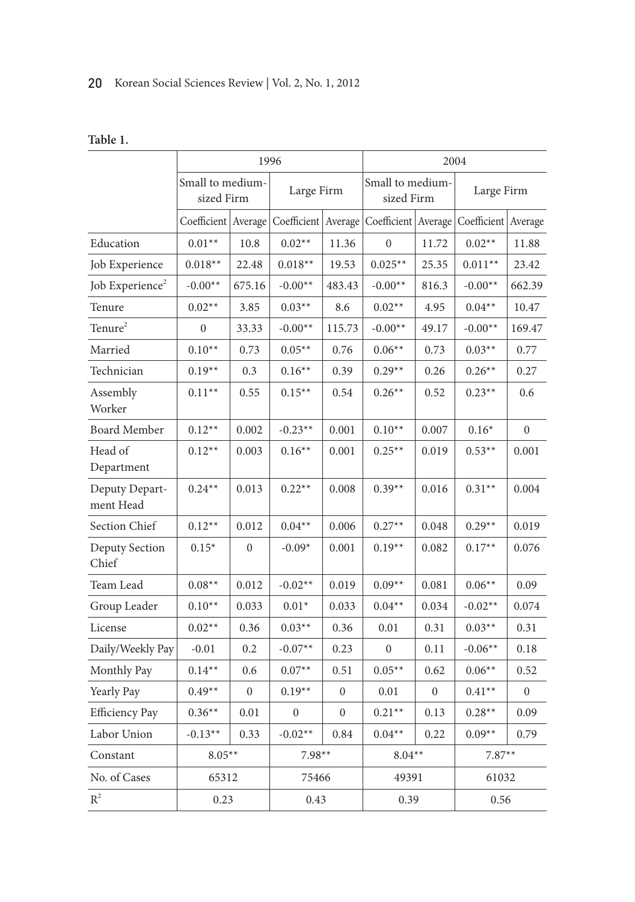**Table 1.**

| | 1996 | | | | 2004 | | | |
|---|---|---|---|---|---|---|---|---|
| | Small to medium-sized Firm | | Large Firm | | Small to medium-sized Firm | | Large Firm | |
| | Coefficient | Average | Coefficient | Average | Coefficient | Average | Coefficient | Average |
| Education | 0.01** | 10.8 | 0.02** | 11.36 | 0 | 11.72 | 0.02** | 11.88 |
| Job Experience | 0.018** | 22.48 | 0.018** | 19.53 | 0.025** | 25.35 | 0.011** | 23.42 |
| Job Experience$^2$ | -0.00** | 675.16 | -0.00** | 483.43 | -0.00** | 816.3 | -0.00** | 662.39 |
| Tenure | 0.02** | 3.85 | 0.03** | 8.6 | 0.02** | 4.95 | 0.04** | 10.47 |
| Tenure$^2$ | 0 | 33.33 | -0.00** | 115.73 | -0.00** | 49.17 | -0.00** | 169.47 |
| Married | 0.10** | 0.73 | 0.05** | 0.76 | 0.06** | 0.73 | 0.03** | 0.77 |
| Technician | 0.19** | 0.3 | 0.16** | 0.39 | 0.29** | 0.26 | 0.26** | 0.27 |
| Assembly Worker | 0.11** | 0.55 | 0.15** | 0.54 | 0.26** | 0.52 | 0.23** | 0.6 |
| Board Member | 0.12** | 0.002 | -0.23** | 0.001 | 0.10** | 0.007 | 0.16* | 0 |
| Head of Department | 0.12** | 0.003 | 0.16** | 0.001 | 0.25** | 0.019 | 0.53** | 0.001 |
| Deputy Department Head | 0.24** | 0.013 | 0.22** | 0.008 | 0.39** | 0.016 | 0.31** | 0.004 |
| Section Chief | 0.12** | 0.012 | 0.04** | 0.006 | 0.27** | 0.048 | 0.29** | 0.019 |
| Deputy Section Chief | 0.15* | 0 | -0.09* | 0.001 | 0.19** | 0.082 | 0.17** | 0.076 |
| Team Lead | 0.08** | 0.012 | -0.02** | 0.019 | 0.09** | 0.081 | 0.06** | 0.09 |
| Group Leader | 0.10** | 0.033 | 0.01* | 0.033 | 0.04** | 0.034 | -0.02** | 0.074 |
| License | 0.02** | 0.36 | 0.03** | 0.36 | 0.01 | 0.31 | 0.03** | 0.31 |
| Daily/Weekly Pay | -0.01 | 0.2 | -0.07** | 0.23 | 0 | 0.11 | -0.06** | 0.18 |
| Monthly Pay | 0.14** | 0.6 | 0.07** | 0.51 | 0.05** | 0.62 | 0.06** | 0.52 |
| Yearly Pay | 0.49** | 0 | 0.19** | 0 | 0.01 | 0 | 0.41** | 0 |
| Efficiency Pay | 0.36** | 0.01 | 0 | 0 | 0.21** | 0.13 | 0.28** | 0.09 |
| Labor Union | -0.13** | 0.33 | -0.02** | 0.84 | 0.04** | 0.22 | 0.09** | 0.79 |
| Constant | 8.05** | | 7.98** | | 8.04** | | 7.87** | |
| No. of Cases | 65312 | | 75466 | | 49391 | | 61032 | |
| $R^2$ | 0.23 | | 0.43 | | 0.39 | | 0.56 | |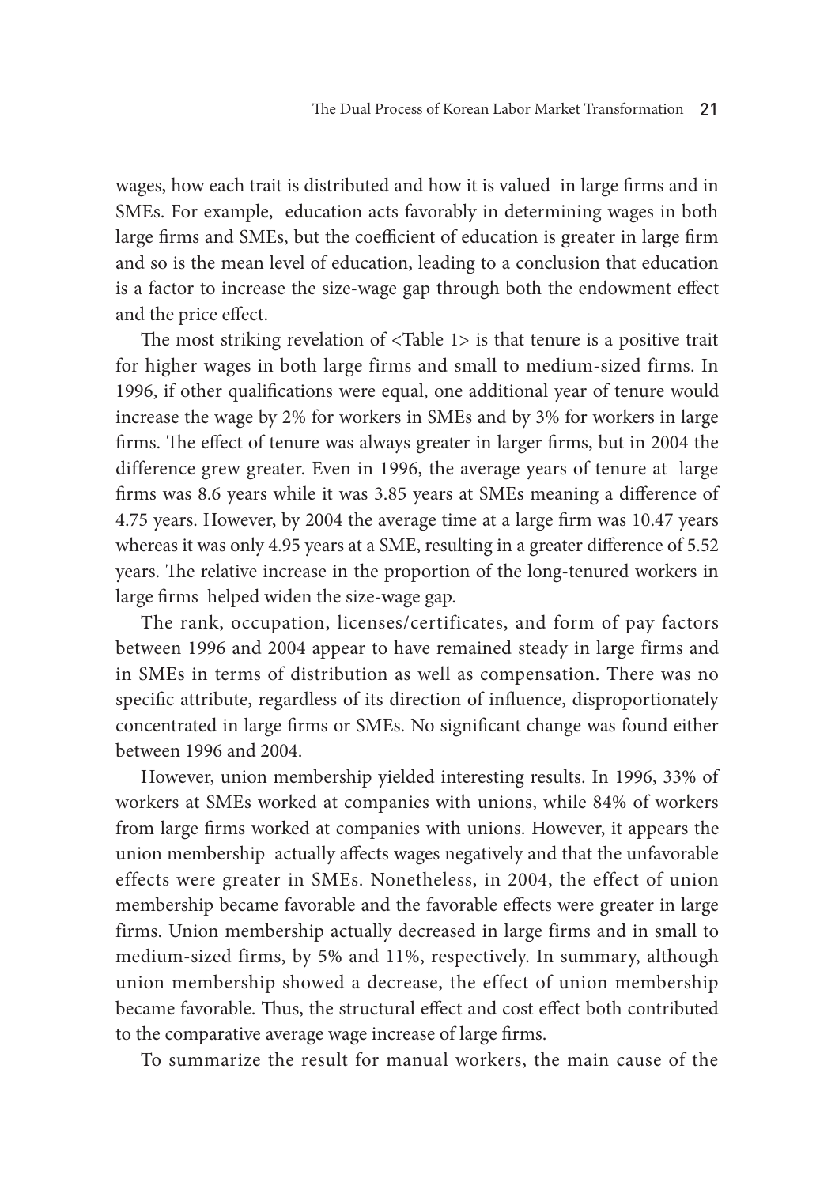wages, how each trait is distributed and how it is valued in large firms and in SMEs. For example, education acts favorably in determining wages in both large firms and SMEs, but the coefficient of education is greater in large firm and so is the mean level of education, leading to a conclusion that education is a factor to increase the size-wage gap through both the endowment effect and the price effect.

The most striking revelation of <Table 1> is that tenure is a positive trait for higher wages in both large firms and small to medium-sized firms. In 1996, if other qualifications were equal, one additional year of tenure would increase the wage by 2% for workers in SMEs and by 3% for workers in large firms. The effect of tenure was always greater in larger firms, but in 2004 the difference grew greater. Even in 1996, the average years of tenure at large firms was 8.6 years while it was 3.85 years at SMEs meaning a difference of 4.75 years. However, by 2004 the average time at a large firm was 10.47 years whereas it was only 4.95 years at a SME, resulting in a greater difference of 5.52 years. The relative increase in the proportion of the long-tenured workers in large firms helped widen the size-wage gap.

The rank, occupation, licenses/certificates, and form of pay factors between 1996 and 2004 appear to have remained steady in large firms and in SMEs in terms of distribution as well as compensation. There was no specific attribute, regardless of its direction of influence, disproportionately concentrated in large firms or SMEs. No significant change was found either between 1996 and 2004.

However, union membership yielded interesting results. In 1996, 33% of workers at SMEs worked at companies with unions, while 84% of workers from large firms worked at companies with unions. However, it appears the union membership actually affects wages negatively and that the unfavorable effects were greater in SMEs. Nonetheless, in 2004, the effect of union membership became favorable and the favorable effects were greater in large firms. Union membership actually decreased in large firms and in small to medium-sized firms, by 5% and 11%, respectively. In summary, although union membership showed a decrease, the effect of union membership became favorable. Thus, the structural effect and cost effect both contributed to the comparative average wage increase of large firms.

To summarize the result for manual workers, the main cause of the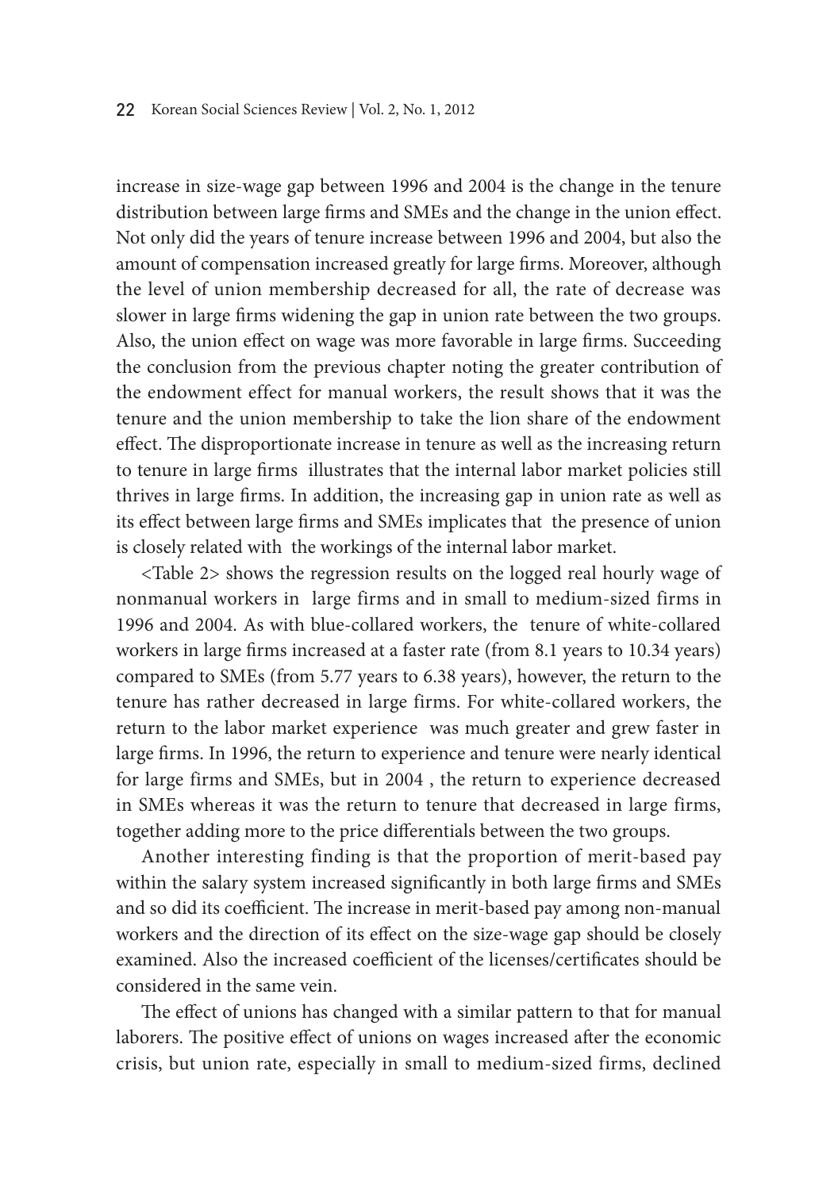increase in size-wage gap between 1996 and 2004 is the change in the tenure distribution between large firms and SMEs and the change in the union effect. Not only did the years of tenure increase between 1996 and 2004, but also the amount of compensation increased greatly for large firms. Moreover, although the level of union membership decreased for all, the rate of decrease was slower in large firms widening the gap in union rate between the two groups. Also, the union effect on wage was more favorable in large firms. Succeeding the conclusion from the previous chapter noting the greater contribution of the endowment effect for manual workers, the result shows that it was the tenure and the union membership to take the lion share of the endowment effect. The disproportionate increase in tenure as well as the increasing return to tenure in large firms illustrates that the internal labor market policies still thrives in large firms. In addition, the increasing gap in union rate as well as its effect between large firms and SMEs implicates that the presence of union is closely related with the workings of the internal labor market.

<Table 2> shows the regression results on the logged real hourly wage of nonmanual workers in large firms and in small to medium-sized firms in 1996 and 2004. As with blue-collared workers, the tenure of white-collared workers in large firms increased at a faster rate (from 8.1 years to 10.34 years) compared to SMEs (from 5.77 years to 6.38 years), however, the return to the tenure has rather decreased in large firms. For white-collared workers, the return to the labor market experience was much greater and grew faster in large firms. In 1996, the return to experience and tenure were nearly identical for large firms and SMEs, but in 2004 , the return to experience decreased in SMEs whereas it was the return to tenure that decreased in large firms, together adding more to the price differentials between the two groups.

Another interesting finding is that the proportion of merit-based pay within the salary system increased significantly in both large firms and SMEs and so did its coefficient. The increase in merit-based pay among non-manual workers and the direction of its effect on the size-wage gap should be closely examined. Also the increased coefficient of the licenses/certificates should be considered in the same vein.

The effect of unions has changed with a similar pattern to that for manual laborers. The positive effect of unions on wages increased after the economic crisis, but union rate, especially in small to medium-sized firms, declined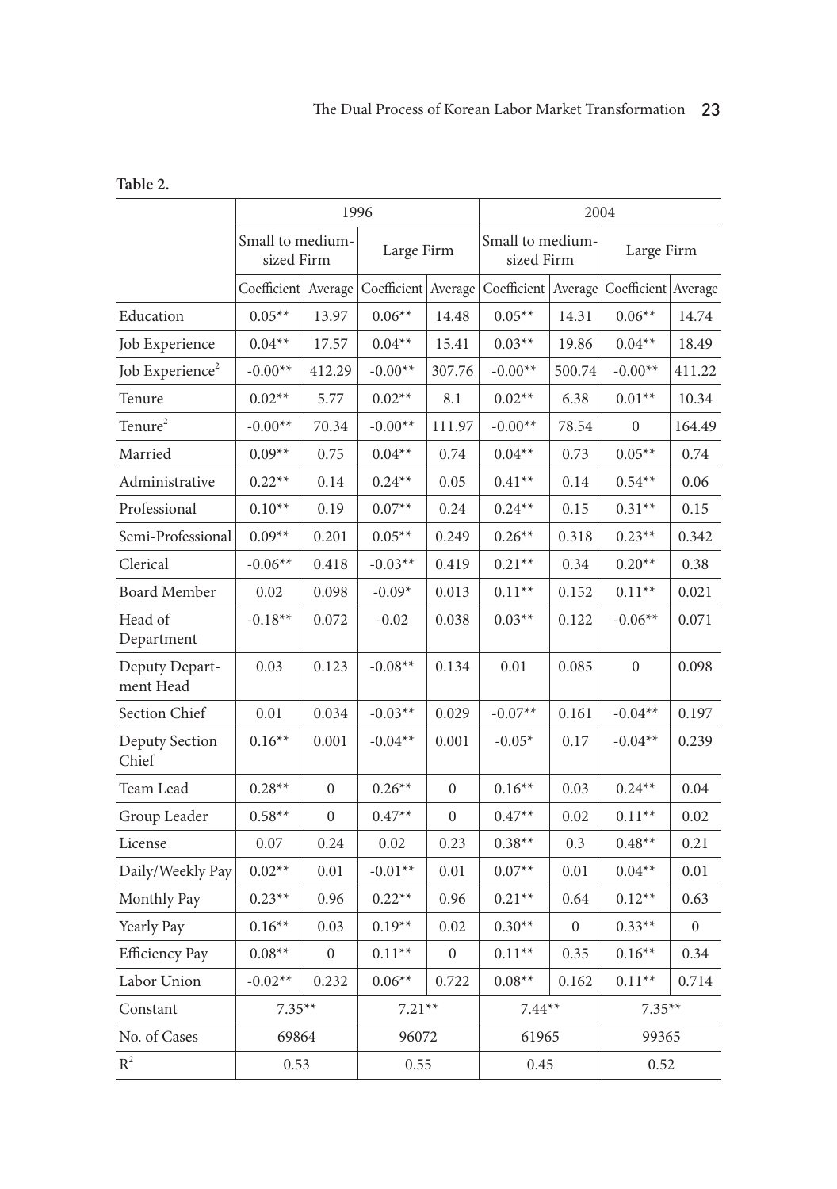**Table 2.**

| | 1996 | | | | 2004 | | | |
|---|---|---|---|---|---|---|---|---|
| | Small to medium-sized Firm | | Large Firm | | Small to medium-sized Firm | | Large Firm | |
| | Coefficient | Average | Coefficient | Average | Coefficient | Average | Coefficient | Average |
| Education | 0.05** | 13.97 | 0.06** | 14.48 | 0.05** | 14.31 | 0.06** | 14.74 |
| Job Experience | 0.04** | 17.57 | 0.04** | 15.41 | 0.03** | 19.86 | 0.04** | 18.49 |
| Job Experience$^2$ | -0.00** | 412.29 | -0.00** | 307.76 | -0.00** | 500.74 | -0.00** | 411.22 |
| Tenure | 0.02** | 5.77 | 0.02** | 8.1 | 0.02** | 6.38 | 0.01** | 10.34 |
| Tenure$^2$ | -0.00** | 70.34 | -0.00** | 111.97 | -0.00** | 78.54 | 0 | 164.49 |
| Married | 0.09** | 0.75 | 0.04** | 0.74 | 0.04** | 0.73 | 0.05** | 0.74 |
| Administrative | 0.22** | 0.14 | 0.24** | 0.05 | 0.41** | 0.14 | 0.54** | 0.06 |
| Professional | 0.10** | 0.19 | 0.07** | 0.24 | 0.24** | 0.15 | 0.31** | 0.15 |
| Semi-Professional | 0.09** | 0.201 | 0.05** | 0.249 | 0.26** | 0.318 | 0.23** | 0.342 |
| Clerical | -0.06** | 0.418 | -0.03** | 0.419 | 0.21** | 0.34 | 0.20** | 0.38 |
| Board Member | 0.02 | 0.098 | -0.09* | 0.013 | 0.11** | 0.152 | 0.11** | 0.021 |
| Head of Department | -0.18** | 0.072 | -0.02 | 0.038 | 0.03** | 0.122 | -0.06** | 0.071 |
| Deputy Department Head | 0.03 | 0.123 | -0.08** | 0.134 | 0.01 | 0.085 | 0 | 0.098 |
| Section Chief | 0.01 | 0.034 | -0.03** | 0.029 | -0.07** | 0.161 | -0.04** | 0.197 |
| Deputy Section Chief | 0.16** | 0.001 | -0.04** | 0.001 | -0.05* | 0.17 | -0.04** | 0.239 |
| Team Lead | 0.28** | 0 | 0.26** | 0 | 0.16** | 0.03 | 0.24** | 0.04 |
| Group Leader | 0.58** | 0 | 0.47** | 0 | 0.47** | 0.02 | 0.11** | 0.02 |
| License | 0.07 | 0.24 | 0.02 | 0.23 | 0.38** | 0.3 | 0.48** | 0.21 |
| Daily/Weekly Pay | 0.02** | 0.01 | -0.01** | 0.01 | 0.07** | 0.01 | 0.04** | 0.01 |
| Monthly Pay | 0.23** | 0.96 | 0.22** | 0.96 | 0.21** | 0.64 | 0.12** | 0.63 |
| Yearly Pay | 0.16** | 0.03 | 0.19** | 0.02 | 0.30** | 0 | 0.33** | 0 |
| Efficiency Pay | 0.08** | 0 | 0.11** | 0 | 0.11** | 0.35 | 0.16** | 0.34 |
| Labor Union | -0.02** | 0.232 | 0.06** | 0.722 | 0.08** | 0.162 | 0.11** | 0.714 |
| Constant | 7.35** | | 7.21** | | 7.44** | | 7.35** | |
| No. of Cases | 69864 | | 96072 | | 61965 | | 99365 | |
| $R^2$ | 0.53 | | 0.55 | | 0.45 | | 0.52 | |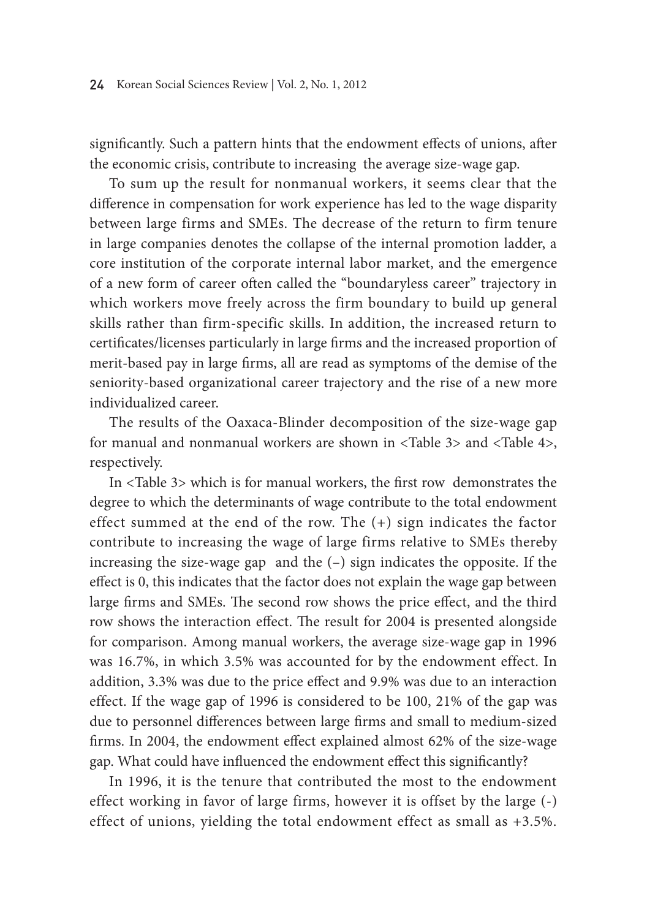significantly. Such a pattern hints that the endowment effects of unions, after the economic crisis, contribute to increasing the average size-wage gap.

To sum up the result for nonmanual workers, it seems clear that the difference in compensation for work experience has led to the wage disparity between large firms and SMEs. The decrease of the return to firm tenure in large companies denotes the collapse of the internal promotion ladder, a core institution of the corporate internal labor market, and the emergence of a new form of career often called the "boundaryless career" trajectory in which workers move freely across the firm boundary to build up general skills rather than firm-specific skills. In addition, the increased return to certificates/licenses particularly in large firms and the increased proportion of merit-based pay in large firms, all are read as symptoms of the demise of the seniority-based organizational career trajectory and the rise of a new more individualized career.

The results of the Oaxaca-Blinder decomposition of the size-wage gap for manual and nonmanual workers are shown in <Table 3> and <Table 4>, respectively.

In <Table 3> which is for manual workers, the first row demonstrates the degree to which the determinants of wage contribute to the total endowment effect summed at the end of the row. The (+) sign indicates the factor contribute to increasing the wage of large firms relative to SMEs thereby increasing the size-wage gap and the (–) sign indicates the opposite. If the effect is 0, this indicates that the factor does not explain the wage gap between large firms and SMEs. The second row shows the price effect, and the third row shows the interaction effect. The result for 2004 is presented alongside for comparison. Among manual workers, the average size-wage gap in 1996 was 16.7%, in which 3.5% was accounted for by the endowment effect. In addition, 3.3% was due to the price effect and 9.9% was due to an interaction effect. If the wage gap of 1996 is considered to be 100, 21% of the gap was due to personnel differences between large firms and small to medium-sized firms. In 2004, the endowment effect explained almost 62% of the size-wage gap. What could have influenced the endowment effect this significantly?

In 1996, it is the tenure that contributed the most to the endowment effect working in favor of large firms, however it is offset by the large (-) effect of unions, yielding the total endowment effect as small as +3.5%.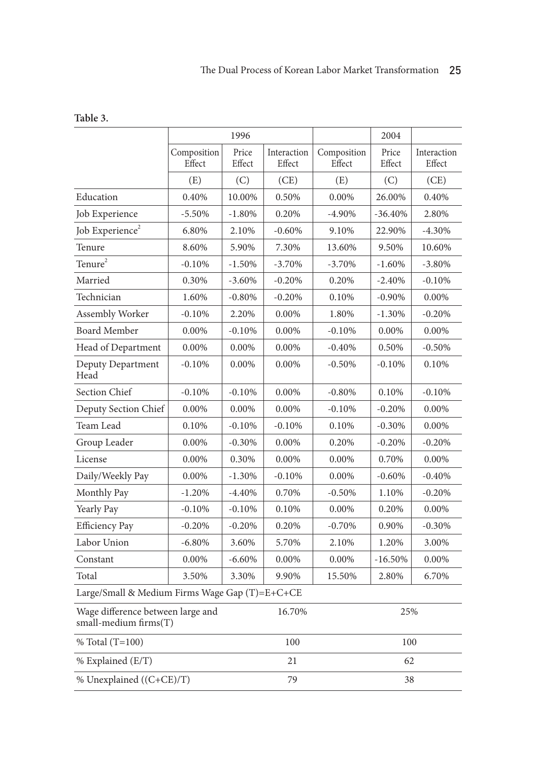**Table 3.**

| | 1996 | | | 2004 | | |
|---|---|---|---|---|---|---|
| | Composition Effect | Price Effect | Interaction Effect | Composition Effect | Price Effect | Interaction Effect |
| | (E) | (C) | (CE) | (E) | (C) | (CE) |
| Education | 0.40% | 10.00% | 0.50% | 0.00% | 26.00% | 0.40% |
| Job Experience | -5.50% | -1.80% | 0.20% | -4.90% | -36.40% | 2.80% |
| Job Experience$^2$ | 6.80% | 2.10% | -0.60% | 9.10% | 22.90% | -4.30% |
| Tenure | 8.60% | 5.90% | 7.30% | 13.60% | 9.50% | 10.60% |
| Tenure$^2$ | -0.10% | -1.50% | -3.70% | -3.70% | -1.60% | -3.80% |
| Married | 0.30% | -3.60% | -0.20% | 0.20% | -2.40% | -0.10% |
| Technician | 1.60% | -0.80% | -0.20% | 0.10% | -0.90% | 0.00% |
| Assembly Worker | -0.10% | 2.20% | 0.00% | 1.80% | -1.30% | -0.20% |
| Board Member | 0.00% | -0.10% | 0.00% | -0.10% | 0.00% | 0.00% |
| Head of Department | 0.00% | 0.00% | 0.00% | -0.40% | 0.50% | -0.50% |
| Deputy Department Head | -0.10% | 0.00% | 0.00% | -0.50% | -0.10% | 0.10% |
| Section Chief | -0.10% | -0.10% | 0.00% | -0.80% | 0.10% | -0.10% |
| Deputy Section Chief | 0.00% | 0.00% | 0.00% | -0.10% | -0.20% | 0.00% |
| Team Lead | 0.10% | -0.10% | -0.10% | 0.10% | -0.30% | 0.00% |
| Group Leader | 0.00% | -0.30% | 0.00% | 0.20% | -0.20% | -0.20% |
| License | 0.00% | 0.30% | 0.00% | 0.00% | 0.70% | 0.00% |
| Daily/Weekly Pay | 0.00% | -1.30% | -0.10% | 0.00% | -0.60% | -0.40% |
| Monthly Pay | -1.20% | -4.40% | 0.70% | -0.50% | 1.10% | -0.20% |
| Yearly Pay | -0.10% | -0.10% | 0.10% | 0.00% | 0.20% | 0.00% |
| Efficiency Pay | -0.20% | -0.20% | 0.20% | -0.70% | 0.90% | -0.30% |
| Labor Union | -6.80% | 3.60% | 5.70% | 2.10% | 1.20% | 3.00% |
| Constant | 0.00% | -6.60% | 0.00% | 0.00% | -16.50% | 0.00% |
| Total | 3.50% | 3.30% | 9.90% | 15.50% | 2.80% | 6.70% |
| Large/Small & Medium Firms Wage Gap (T)=E+C+CE | | | | | | |
| Wage difference between large and small-medium firms(T) | | 16.70% | | | 25% | |
| % Total (T=100) | | 100 | | | 100 | |
| % Explained (E/T) | | 21 | | | 62 | |
| % Unexplained ((C+CE)/T) | | 79 | | | 38 | |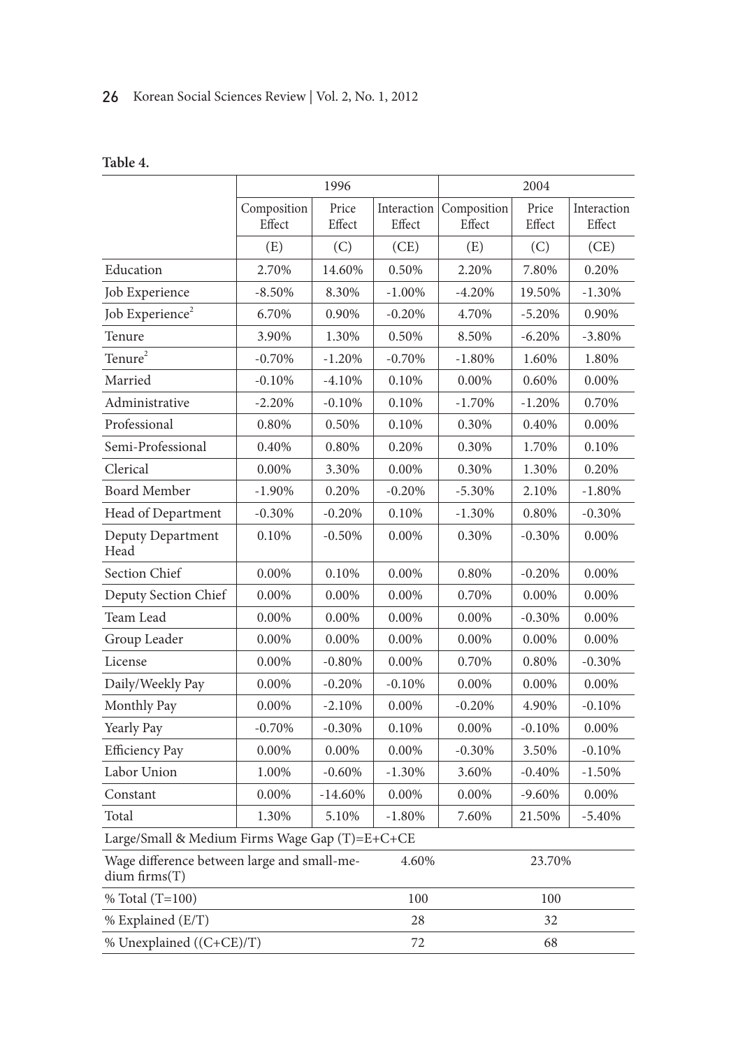**Table 4.**

| | 1996 | | | 2004 | | |
|---|---|---|---|---|---|---|
| | Composition Effect | Price Effect | Interaction Effect | Composition Effect | Price Effect | Interaction Effect |
| | (E) | (C) | (CE) | (E) | (C) | (CE) |
| Education | 2.70% | 14.60% | 0.50% | 2.20% | 7.80% | 0.20% |
| Job Experience | -8.50% | 8.30% | -1.00% | -4.20% | 19.50% | -1.30% |
| Job Experience$^2$ | 6.70% | 0.90% | -0.20% | 4.70% | -5.20% | 0.90% |
| Tenure | 3.90% | 1.30% | 0.50% | 8.50% | -6.20% | -3.80% |
| Tenure$^2$ | -0.70% | -1.20% | -0.70% | -1.80% | 1.60% | 1.80% |
| Married | -0.10% | -4.10% | 0.10% | 0.00% | 0.60% | 0.00% |
| Administrative | -2.20% | -0.10% | 0.10% | -1.70% | -1.20% | 0.70% |
| Professional | 0.80% | 0.50% | 0.10% | 0.30% | 0.40% | 0.00% |
| Semi-Professional | 0.40% | 0.80% | 0.20% | 0.30% | 1.70% | 0.10% |
| Clerical | 0.00% | 3.30% | 0.00% | 0.30% | 1.30% | 0.20% |
| Board Member | -1.90% | 0.20% | -0.20% | -5.30% | 2.10% | -1.80% |
| Head of Department | -0.30% | -0.20% | 0.10% | -1.30% | 0.80% | -0.30% |
| Deputy Department Head | 0.10% | -0.50% | 0.00% | 0.30% | -0.30% | 0.00% |
| Section Chief | 0.00% | 0.10% | 0.00% | 0.80% | -0.20% | 0.00% |
| Deputy Section Chief | 0.00% | 0.00% | 0.00% | 0.70% | 0.00% | 0.00% |
| Team Lead | 0.00% | 0.00% | 0.00% | 0.00% | -0.30% | 0.00% |
| Group Leader | 0.00% | 0.00% | 0.00% | 0.00% | 0.00% | 0.00% |
| License | 0.00% | -0.80% | 0.00% | 0.70% | 0.80% | -0.30% |
| Daily/Weekly Pay | 0.00% | -0.20% | -0.10% | 0.00% | 0.00% | 0.00% |
| Monthly Pay | 0.00% | -2.10% | 0.00% | -0.20% | 4.90% | -0.10% |
| Yearly Pay | -0.70% | -0.30% | 0.10% | 0.00% | -0.10% | 0.00% |
| Efficiency Pay | 0.00% | 0.00% | 0.00% | -0.30% | 3.50% | -0.10% |
| Labor Union | 1.00% | -0.60% | -1.30% | 3.60% | -0.40% | -1.50% |
| Constant | 0.00% | -14.60% | 0.00% | 0.00% | -9.60% | 0.00% |
| Total | 1.30% | 5.10% | -1.80% | 7.60% | 21.50% | -5.40% |
| Large/Small & Medium Firms Wage Gap (T)=E+C+CE | | | | | | |
| Wage difference between large and small-medium firms(T) | | 4.60% | | | 23.70% | |
| % Total (T=100) | | 100 | | | 100 | |
| % Explained (E/T) | | 28 | | | 32 | |
| % Unexplained ((C+CE)/T) | | 72 | | | 68 | |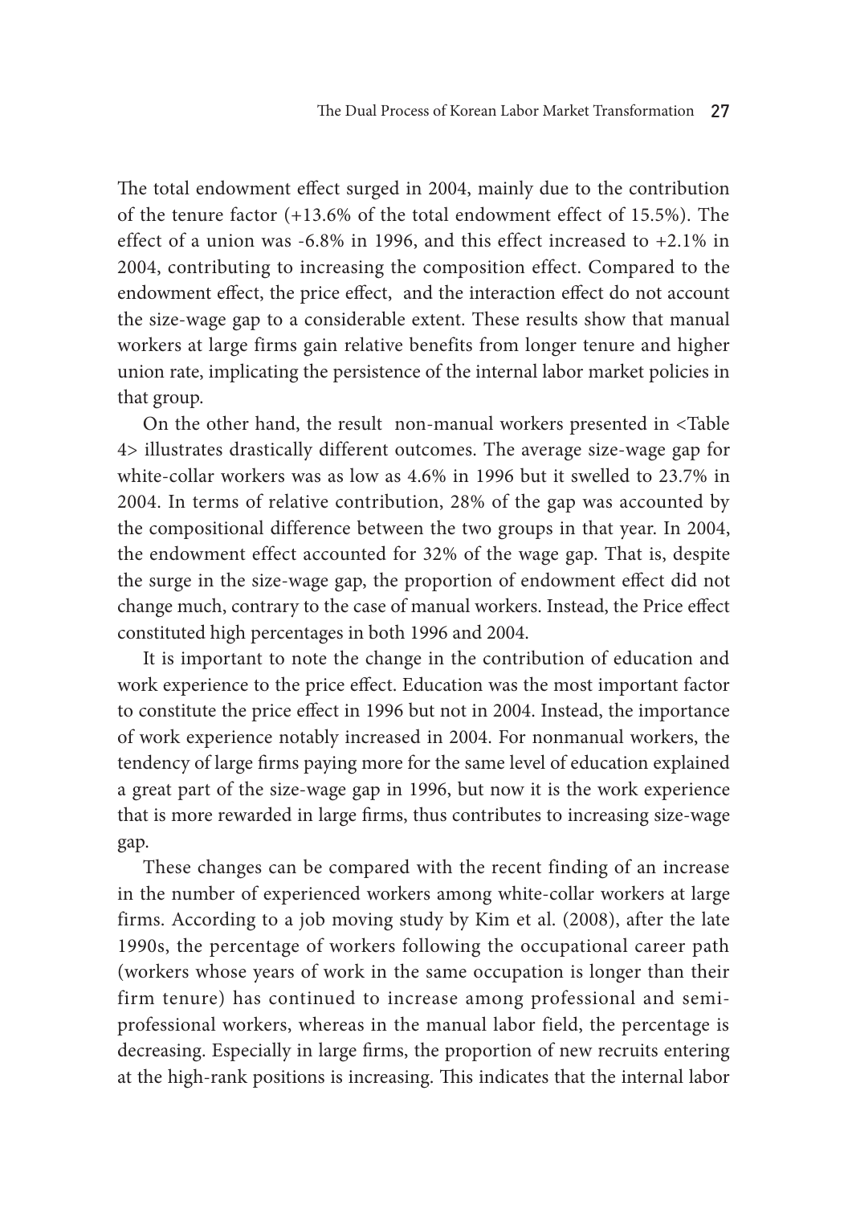The total endowment effect surged in 2004, mainly due to the contribution of the tenure factor (+13.6% of the total endowment effect of 15.5%). The effect of a union was -6.8% in 1996, and this effect increased to +2.1% in 2004, contributing to increasing the composition effect. Compared to the endowment effect, the price effect,  and the interaction effect do not account the size-wage gap to a considerable extent. These results show that manual workers at large firms gain relative benefits from longer tenure and higher union rate, implicating the persistence of the internal labor market policies in that group.

On the other hand, the result  non-manual workers presented in <Table 4> illustrates drastically different outcomes. The average size-wage gap for white-collar workers was as low as 4.6% in 1996 but it swelled to 23.7% in 2004. In terms of relative contribution, 28% of the gap was accounted by the compositional difference between the two groups in that year. In 2004, the endowment effect accounted for 32% of the wage gap. That is, despite the surge in the size-wage gap, the proportion of endowment effect did not change much, contrary to the case of manual workers. Instead, the Price effect constituted high percentages in both 1996 and 2004.

It is important to note the change in the contribution of education and work experience to the price effect. Education was the most important factor to constitute the price effect in 1996 but not in 2004. Instead, the importance of work experience notably increased in 2004. For nonmanual workers, the tendency of large firms paying more for the same level of education explained a great part of the size-wage gap in 1996, but now it is the work experience that is more rewarded in large firms, thus contributes to increasing size-wage gap.

These changes can be compared with the recent finding of an increase in the number of experienced workers among white-collar workers at large firms. According to a job moving study by Kim et al. (2008), after the late 1990s, the percentage of workers following the occupational career path (workers whose years of work in the same occupation is longer than their firm tenure) has continued to increase among professional and semi-professional workers, whereas in the manual labor field, the percentage is decreasing. Especially in large firms, the proportion of new recruits entering at the high-rank positions is increasing. This indicates that the internal labor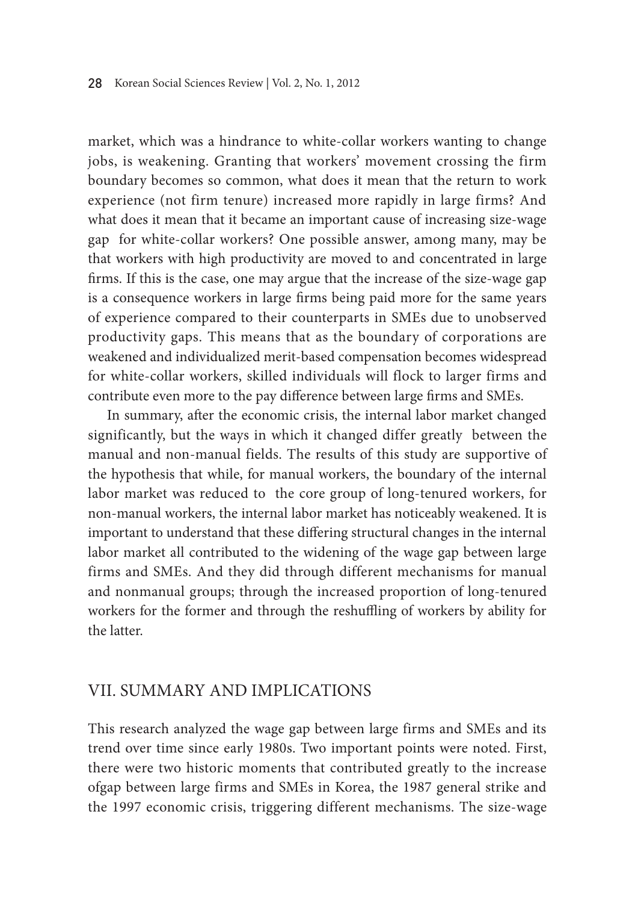market, which was a hindrance to white-collar workers wanting to change jobs, is weakening. Granting that workers' movement crossing the firm boundary becomes so common, what does it mean that the return to work experience (not firm tenure) increased more rapidly in large firms? And what does it mean that it became an important cause of increasing size-wage gap for white-collar workers? One possible answer, among many, may be that workers with high productivity are moved to and concentrated in large firms. If this is the case, one may argue that the increase of the size-wage gap is a consequence workers in large firms being paid more for the same years of experience compared to their counterparts in SMEs due to unobserved productivity gaps. This means that as the boundary of corporations are weakened and individualized merit-based compensation becomes widespread for white-collar workers, skilled individuals will flock to larger firms and contribute even more to the pay difference between large firms and SMEs.

In summary, after the economic crisis, the internal labor market changed significantly, but the ways in which it changed differ greatly between the manual and non-manual fields. The results of this study are supportive of the hypothesis that while, for manual workers, the boundary of the internal labor market was reduced to the core group of long-tenured workers, for non-manual workers, the internal labor market has noticeably weakened. It is important to understand that these differing structural changes in the internal labor market all contributed to the widening of the wage gap between large firms and SMEs. And they did through different mechanisms for manual and nonmanual groups; through the increased proportion of long-tenured workers for the former and through the reshuffling of workers by ability for the latter.

## VII. SUMMARY AND IMPLICATIONS

This research analyzed the wage gap between large firms and SMEs and its trend over time since early 1980s. Two important points were noted. First, there were two historic moments that contributed greatly to the increase ofgap between large firms and SMEs in Korea, the 1987 general strike and the 1997 economic crisis, triggering different mechanisms. The size-wage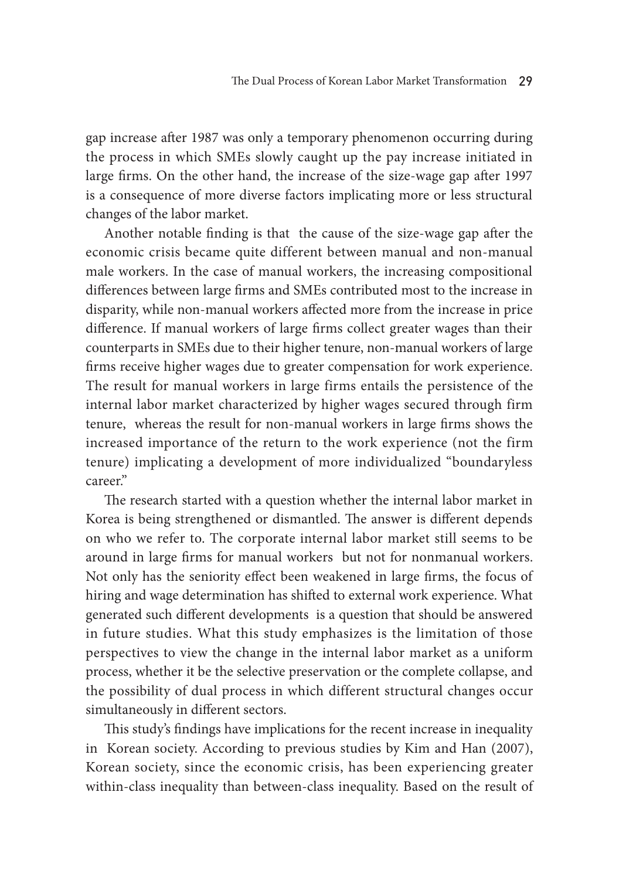gap increase after 1987 was only a temporary phenomenon occurring during the process in which SMEs slowly caught up the pay increase initiated in large firms. On the other hand, the increase of the size-wage gap after 1997 is a consequence of more diverse factors implicating more or less structural changes of the labor market.

Another notable finding is that the cause of the size-wage gap after the economic crisis became quite different between manual and non-manual male workers. In the case of manual workers, the increasing compositional differences between large firms and SMEs contributed most to the increase in disparity, while non-manual workers affected more from the increase in price difference. If manual workers of large firms collect greater wages than their counterparts in SMEs due to their higher tenure, non-manual workers of large firms receive higher wages due to greater compensation for work experience. The result for manual workers in large firms entails the persistence of the internal labor market characterized by higher wages secured through firm tenure, whereas the result for non-manual workers in large firms shows the increased importance of the return to the work experience (not the firm tenure) implicating a development of more individualized "boundaryless career."

The research started with a question whether the internal labor market in Korea is being strengthened or dismantled. The answer is different depends on who we refer to. The corporate internal labor market still seems to be around in large firms for manual workers but not for nonmanual workers. Not only has the seniority effect been weakened in large firms, the focus of hiring and wage determination has shifted to external work experience. What generated such different developments is a question that should be answered in future studies. What this study emphasizes is the limitation of those perspectives to view the change in the internal labor market as a uniform process, whether it be the selective preservation or the complete collapse, and the possibility of dual process in which different structural changes occur simultaneously in different sectors.

This study's findings have implications for the recent increase in inequality in Korean society. According to previous studies by Kim and Han (2007), Korean society, since the economic crisis, has been experiencing greater within-class inequality than between-class inequality. Based on the result of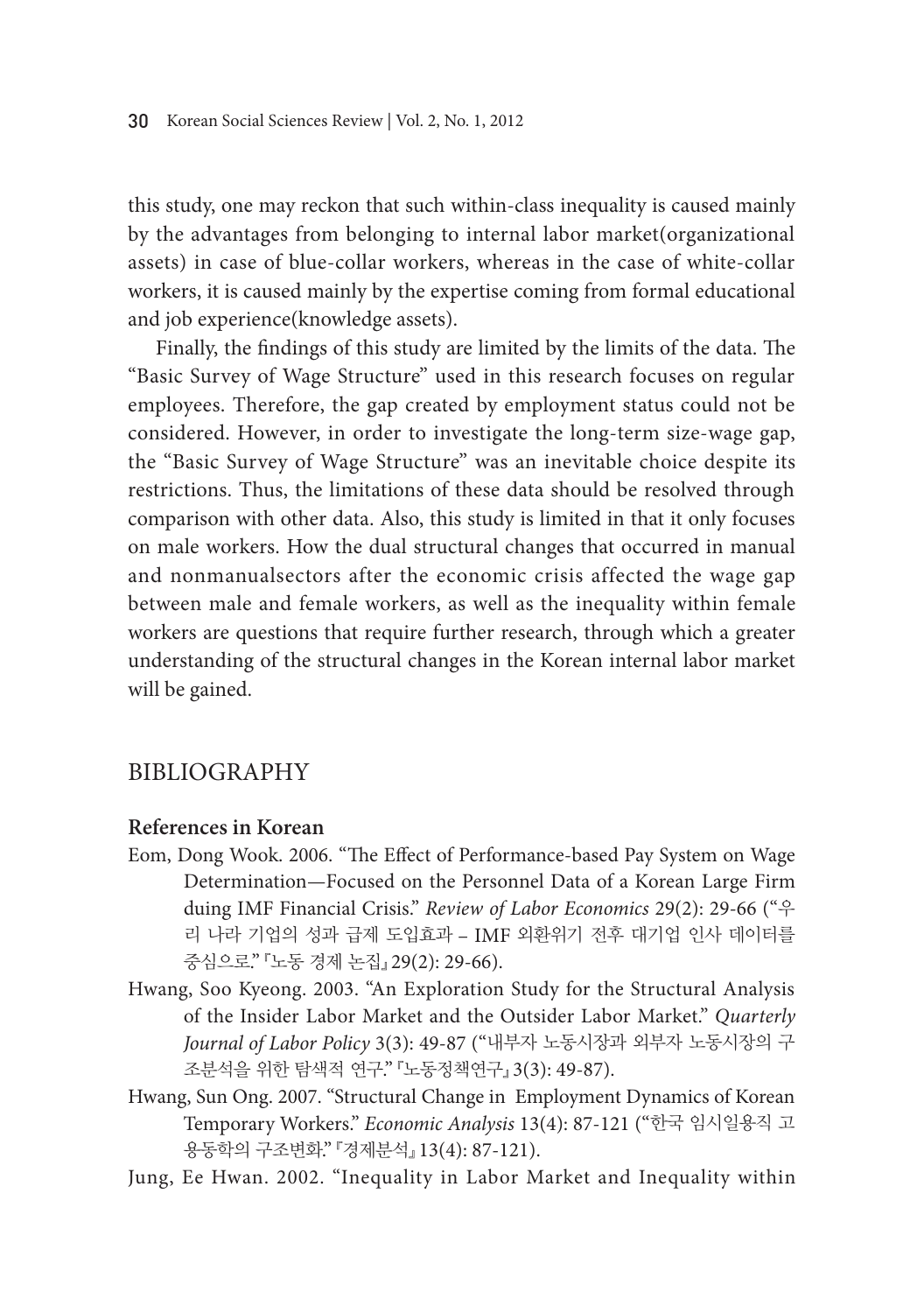this study, one may reckon that such within-class inequality is caused mainly by the advantages from belonging to internal labor market(organizational assets) in case of blue-collar workers, whereas in the case of white-collar workers, it is caused mainly by the expertise coming from formal educational and job experience(knowledge assets).

Finally, the findings of this study are limited by the limits of the data. The "Basic Survey of Wage Structure" used in this research focuses on regular employees. Therefore, the gap created by employment status could not be considered. However, in order to investigate the long-term size-wage gap, the "Basic Survey of Wage Structure" was an inevitable choice despite its restrictions. Thus, the limitations of these data should be resolved through comparison with other data. Also, this study is limited in that it only focuses on male workers. How the dual structural changes that occurred in manual and nonmanualsectors after the economic crisis affected the wage gap between male and female workers, as well as the inequality within female workers are questions that require further research, through which a greater understanding of the structural changes in the Korean internal labor market will be gained.

## BIBLIOGRAPHY

### References in Korean

Eom, Dong Wook. 2006. "The Effect of Performance-based Pay System on Wage Determination—Focused on the Personnel Data of a Korean Large Firm duing IMF Financial Crisis." *Review of Labor Economics* 29(2): 29-66 ("우리 나라 기업의 성과 급제 도입효과 – IMF 외환위기 전후 대기업 인사 데이터를 중심으로." 『노동 경제 논집』 29(2): 29-66).

Hwang, Soo Kyeong. 2003. "An Exploration Study for the Structural Analysis of the Insider Labor Market and the Outsider Labor Market." *Quarterly Journal of Labor Policy* 3(3): 49-87 ("내부자 노동시장과 외부자 노동시장의 구조분석을 위한 탐색적 연구." 『노동정책연구』 3(3): 49-87).

Hwang, Sun Ong. 2007. "Structural Change in Employment Dynamics of Korean Temporary Workers." *Economic Analysis* 13(4): 87-121 ("한국 임시일용직 고용동학의 구조변화." 『경제분석』 13(4): 87-121).

Jung, Ee Hwan. 2002. "Inequality in Labor Market and Inequality within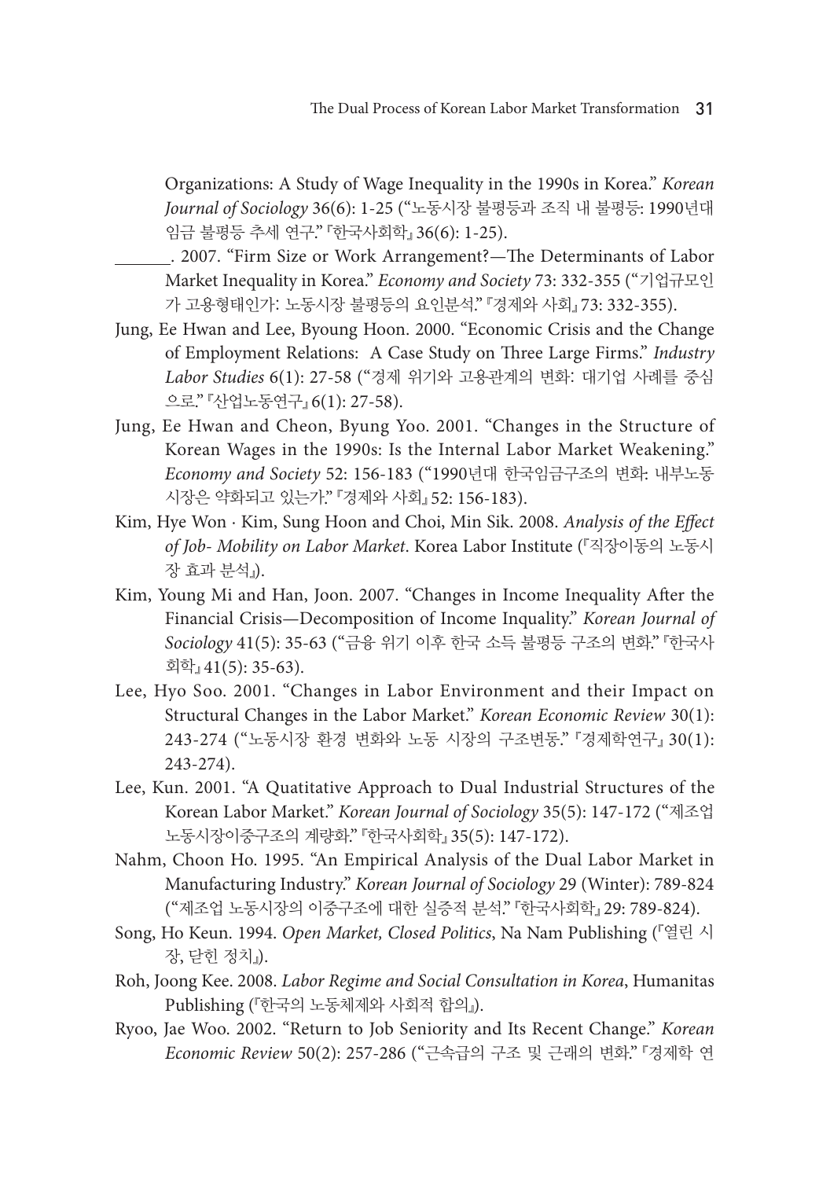Organizations: A Study of Wage Inequality in the 1990s in Korea." *Korean Journal of Sociology* 36(6): 1-25 ("노동시장 불평등과 조직 내 불평등: 1990년대 임금 불평등 추세 연구." 『한국사회학』 36(6): 1-25).

______. 2007. "Firm Size or Work Arrangement?—The Determinants of Labor Market Inequality in Korea." *Economy and Society* 73: 332-355 ("기업규모인가 고용형태인가: 노동시장 불평등의 요인분석." 『경제와 사회』 73: 332-355).

Jung, Ee Hwan and Lee, Byoung Hoon. 2000. "Economic Crisis and the Change of Employment Relations: A Case Study on Three Large Firms." *Industry Labor Studies* 6(1): 27-58 ("경제 위기와 고용관계의 변화: 대기업 사례를 중심으로." 『산업노동연구』 6(1): 27-58).

Jung, Ee Hwan and Cheon, Byung Yoo. 2001. "Changes in the Structure of Korean Wages in the 1990s: Is the Internal Labor Market Weakening." *Economy and Society* 52: 156-183 ("1990년대 한국임금구조의 변화: 내부노동시장은 약화되고 있는가." 『경제와 사회』 52: 156-183).

Kim, Hye Won · Kim, Sung Hoon and Choi, Min Sik. 2008. *Analysis of the Effect of Job- Mobility on Labor Market*. Korea Labor Institute (『직장이동의 노동시장 효과 분석』).

Kim, Young Mi and Han, Joon. 2007. "Changes in Income Inequality After the Financial Crisis—Decomposition of Income Inquality." *Korean Journal of Sociology* 41(5): 35-63 ("금융 위기 이후 한국 소득 불평등 구조의 변화." 『한국사회학』 41(5): 35-63).

Lee, Hyo Soo. 2001. "Changes in Labor Environment and their Impact on Structural Changes in the Labor Market." *Korean Economic Review* 30(1): 243-274 ("노동시장 환경 변화와 노동 시장의 구조변동." 『경제학연구』 30(1): 243-274).

Lee, Kun. 2001. "A Quatitative Approach to Dual Industrial Structures of the Korean Labor Market." *Korean Journal of Sociology* 35(5): 147-172 ("제조업 노동시장이중구조의 계량화." 『한국사회학』 35(5): 147-172).

Nahm, Choon Ho. 1995. "An Empirical Analysis of the Dual Labor Market in Manufacturing Industry." *Korean Journal of Sociology* 29 (Winter): 789-824 ("제조업 노동시장의 이중구조에 대한 실증적 분석." 『한국사회학』 29: 789-824).

Song, Ho Keun. 1994. *Open Market, Closed Politics*, Na Nam Publishing (『열린 시장, 닫힌 정치』).

Roh, Joong Kee. 2008. *Labor Regime and Social Consultation in Korea*, Humanitas Publishing (『한국의 노동체제와 사회적 합의』).

Ryoo, Jae Woo. 2002. "Return to Job Seniority and Its Recent Change." *Korean Economic Review* 50(2): 257-286 ("근속급의 구조 및 근래의 변화." 『경제학 연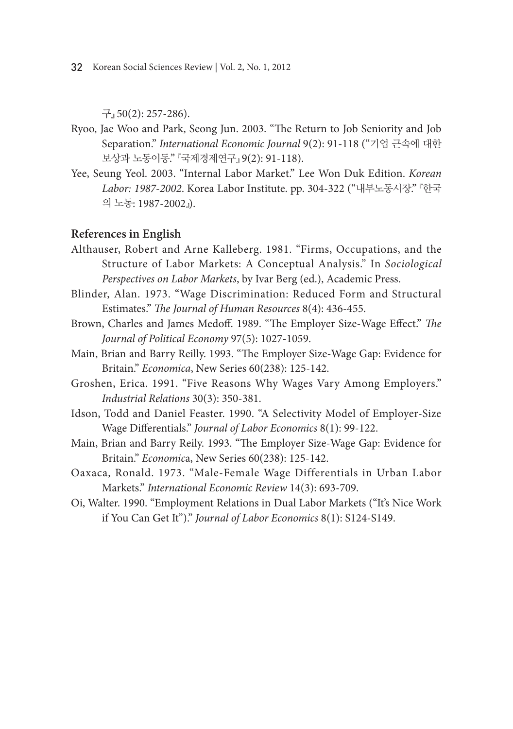구』50(2): 257-286).

Ryoo, Jae Woo and Park, Seong Jun. 2003. "The Return to Job Seniority and Job Separation." *International Economic Journal* 9(2): 91-118 ("기업 근속에 대한 보상과 노동이동."『국제경제연구』9(2): 91-118).

Yee, Seung Yeol. 2003. "Internal Labor Market." Lee Won Duk Edition. *Korean Labor: 1987-2002*. Korea Labor Institute. pp. 304-322 ("내부노동시장."『한국의 노동: 1987-2002』).

## References in English

Althauser, Robert and Arne Kalleberg. 1981. "Firms, Occupations, and the Structure of Labor Markets: A Conceptual Analysis." In *Sociological Perspectives on Labor Markets*, by Ivar Berg (ed.), Academic Press.

Blinder, Alan. 1973. "Wage Discrimination: Reduced Form and Structural Estimates." *The Journal of Human Resources* 8(4): 436-455.

Brown, Charles and James Medoff. 1989. "The Employer Size-Wage Effect." *The Journal of Political Economy* 97(5): 1027-1059.

Main, Brian and Barry Reilly. 1993. "The Employer Size-Wage Gap: Evidence for Britain." *Economica*, New Series 60(238): 125-142.

Groshen, Erica. 1991. "Five Reasons Why Wages Vary Among Employers." *Industrial Relations* 30(3): 350-381.

Idson, Todd and Daniel Feaster. 1990. "A Selectivity Model of Employer-Size Wage Differentials." *Journal of Labor Economics* 8(1): 99-122.

Main, Brian and Barry Reily. 1993. "The Employer Size-Wage Gap: Evidence for Britain." *Economica*, New Series 60(238): 125-142.

Oaxaca, Ronald. 1973. "Male-Female Wage Differentials in Urban Labor Markets." *International Economic Review* 14(3): 693-709.

Oi, Walter. 1990. "Employment Relations in Dual Labor Markets ("It's Nice Work if You Can Get It")." *Journal of Labor Economics* 8(1): S124-S149.